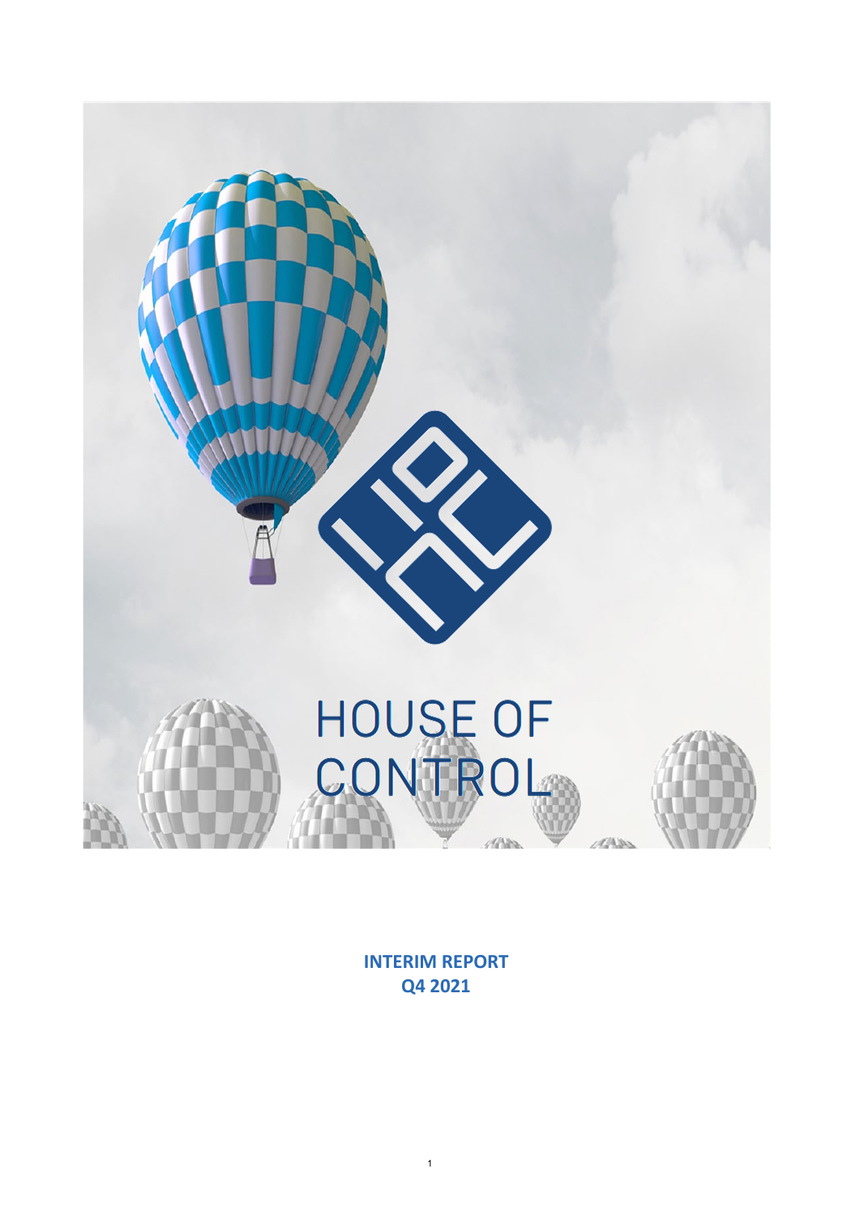HOUSE OF CONTROL

**INTERIM REPORT**
**Q4 2021**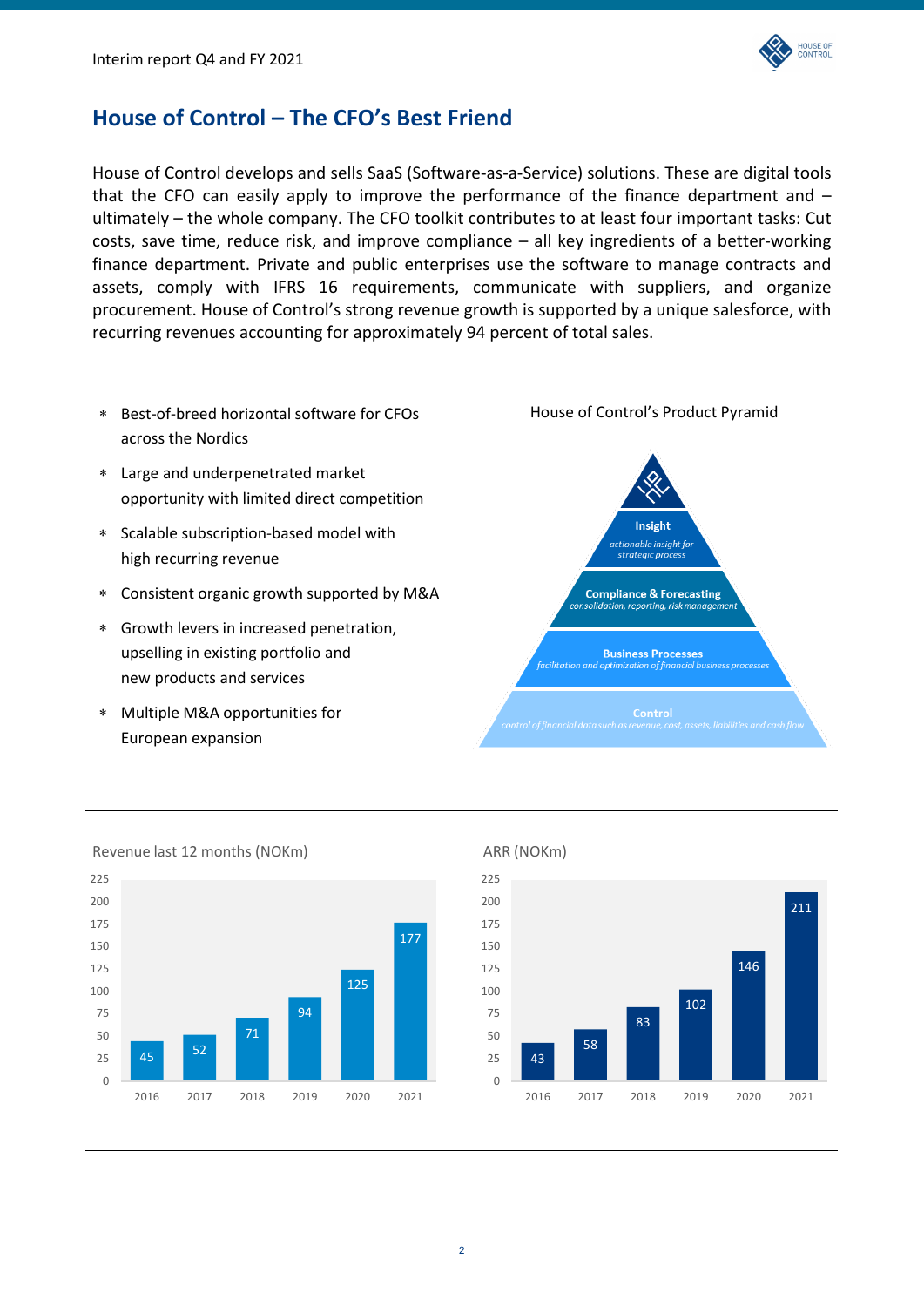# House of Control – The CFO's Best Friend

House of Control develops and sells SaaS (Software-as-a-Service) solutions. These are digital tools that the CFO can easily apply to improve the performance of the finance department and – ultimately – the whole company. The CFO toolkit contributes to at least four important tasks: Cut costs, save time, reduce risk, and improve compliance – all key ingredients of a better-working finance department. Private and public enterprises use the software to manage contracts and assets, comply with IFRS 16 requirements, communicate with suppliers, and organize procurement. House of Control's strong revenue growth is supported by a unique salesforce, with recurring revenues accounting for approximately 94 percent of total sales.

- Best-of-breed horizontal software for CFOs across the Nordics
- Large and underpenetrated market opportunity with limited direct competition
- Scalable subscription-based model with high recurring revenue
- Consistent organic growth supported by M&A
- Growth levers in increased penetration, upselling in existing portfolio and new products and services
- Multiple M&A opportunities for European expansion

House of Control's Product Pyramid

- **Insight** – *actionable insight for strategic process*
- **Compliance & Forecasting** – *consolidation, reporting, risk management*
- **Business Processes** – *facilitation and optimization of financial business processes*
- **Control** – *control of financial data such as revenue, cost, assets, liabilities and cash flow*

Revenue last 12 months (NOKm)

| 2016 | 2017 | 2018 | 2019 | 2020 | 2021 |
|---|---|---|---|---|---|
| 45 | 52 | 71 | 94 | 125 | 177 |

ARR (NOKm)

| 2016 | 2017 | 2018 | 2019 | 2020 | 2021 |
|---|---|---|---|---|---|
| 43 | 58 | 83 | 102 | 146 | 211 |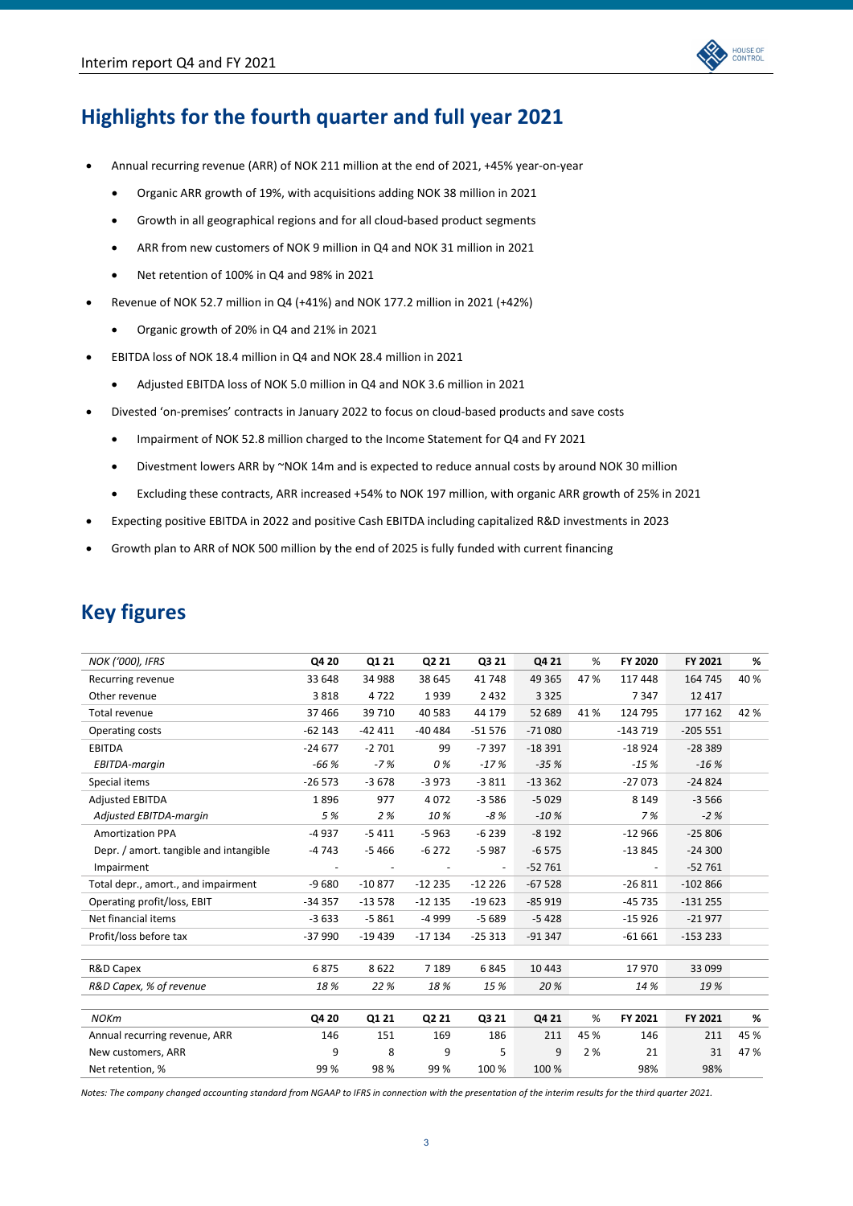## Highlights for the fourth quarter and full year 2021

- Annual recurring revenue (ARR) of NOK 211 million at the end of 2021, +45% year-on-year
  - Organic ARR growth of 19%, with acquisitions adding NOK 38 million in 2021
  - Growth in all geographical regions and for all cloud-based product segments
  - ARR from new customers of NOK 9 million in Q4 and NOK 31 million in 2021
  - Net retention of 100% in Q4 and 98% in 2021
- Revenue of NOK 52.7 million in Q4 (+41%) and NOK 177.2 million in 2021 (+42%)
  - Organic growth of 20% in Q4 and 21% in 2021
- EBITDA loss of NOK 18.4 million in Q4 and NOK 28.4 million in 2021
  - Adjusted EBITDA loss of NOK 5.0 million in Q4 and NOK 3.6 million in 2021
- Divested 'on-premises' contracts in January 2022 to focus on cloud-based products and save costs
  - Impairment of NOK 52.8 million charged to the Income Statement for Q4 and FY 2021
  - Divestment lowers ARR by ~NOK 14m and is expected to reduce annual costs by around NOK 30 million
  - Excluding these contracts, ARR increased +54% to NOK 197 million, with organic ARR growth of 25% in 2021
- Expecting positive EBITDA in 2022 and positive Cash EBITDA including capitalized R&D investments in 2023
- Growth plan to ARR of NOK 500 million by the end of 2025 is fully funded with current financing

## Key figures

| *NOK ('000), IFRS* | Q4 20 | Q1 21 | Q2 21 | Q3 21 | Q4 21 | % | FY 2020 | FY 2021 | % |
|---|---|---|---|---|---|---|---|---|---|
| Recurring revenue | 33 648 | 34 988 | 38 645 | 41 748 | 49 365 | 47 % | 117 448 | 164 745 | 40 % |
| Other revenue | 3 818 | 4 722 | 1 939 | 2 432 | 3 325 | | 7 347 | 12 417 | |
| Total revenue | 37 466 | 39 710 | 40 583 | 44 179 | 52 689 | 41 % | 124 795 | 177 162 | 42 % |
| Operating costs | -62 143 | -42 411 | -40 484 | -51 576 | -71 080 | | -143 719 | -205 551 | |
| EBITDA | -24 677 | -2 701 | 99 | -7 397 | -18 391 | | -18 924 | -28 389 | |
| *EBITDA-margin* | *-66 %* | *-7 %* | *0 %* | *-17 %* | *-35 %* | | *-15 %* | *-16 %* | |
| Special items | -26 573 | -3 678 | -3 973 | -3 811 | -13 362 | | -27 073 | -24 824 | |
| Adjusted EBITDA | 1 896 | 977 | 4 072 | -3 586 | -5 029 | | 8 149 | -3 566 | |
| *Adjusted EBITDA-margin* | *5 %* | *2 %* | *10 %* | *-8 %* | *-10 %* | | *7 %* | *-2 %* | |
| Amortization PPA | -4 937 | -5 411 | -5 963 | -6 239 | -8 192 | | -12 966 | -25 806 | |
| Depr. / amort. tangible and intangible | -4 743 | -5 466 | -6 272 | -5 987 | -6 575 | | -13 845 | -24 300 | |
| Impairment | - | - | - | - | -52 761 | | - | -52 761 | |
| Total depr., amort., and impairment | -9 680 | -10 877 | -12 235 | -12 226 | -67 528 | | -26 811 | -102 866 | |
| Operating profit/loss, EBIT | -34 357 | -13 578 | -12 135 | -19 623 | -85 919 | | -45 735 | -131 255 | |
| Net financial items | -3 633 | -5 861 | -4 999 | -5 689 | -5 428 | | -15 926 | -21 977 | |
| Profit/loss before tax | -37 990 | -19 439 | -17 134 | -25 313 | -91 347 | | -61 661 | -153 233 | |
| | | | | | | | | | |
| R&D Capex | 6 875 | 8 622 | 7 189 | 6 845 | 10 443 | | 17 970 | 33 099 | |
| *R&D Capex, % of revenue* | *18 %* | *22 %* | *18 %* | *15 %* | *20 %* | | *14 %* | *19 %* | |

| *NOKm* | Q4 20 | Q1 21 | Q2 21 | Q3 21 | Q4 21 | % | FY 2021 | FY 2021 | % |
|---|---|---|---|---|---|---|---|---|---|
| Annual recurring revenue, ARR | 146 | 151 | 169 | 186 | 211 | 45 % | 146 | 211 | 45 % |
| New customers, ARR | 9 | 8 | 9 | 5 | 9 | 2 % | 21 | 31 | 47 % |
| Net retention, % | 99 % | 98 % | 99 % | 100 % | 100 % | | 98% | 98% | |

*Notes: The company changed accounting standard from NGAAP to IFRS in connection with the presentation of the interim results for the third quarter 2021.*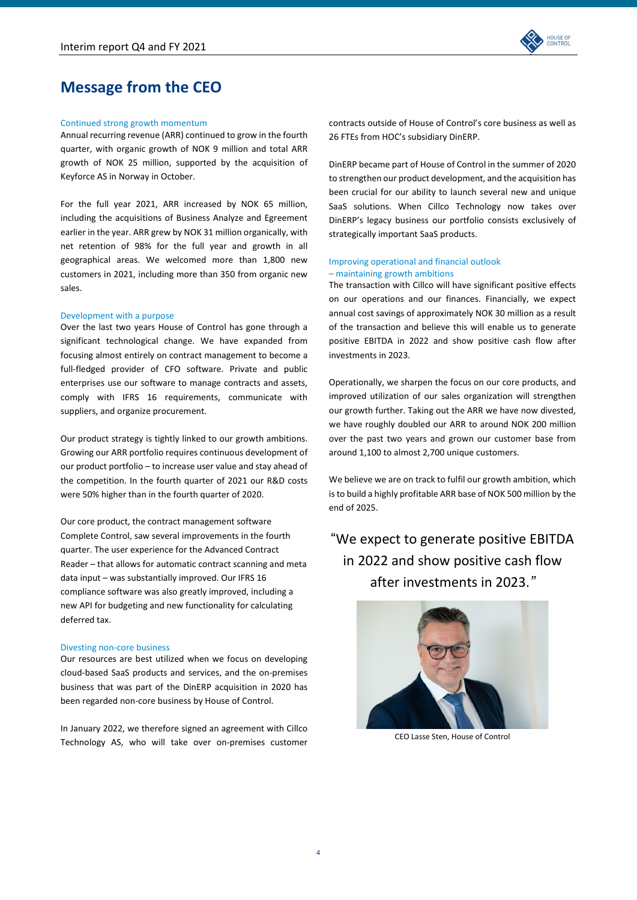# Message from the CEO

### Continued strong growth momentum

Annual recurring revenue (ARR) continued to grow in the fourth quarter, with organic growth of NOK 9 million and total ARR growth of NOK 25 million, supported by the acquisition of Keyforce AS in Norway in October.

For the full year 2021, ARR increased by NOK 65 million, including the acquisitions of Business Analyze and Egreement earlier in the year. ARR grew by NOK 31 million organically, with net retention of 98% for the full year and growth in all geographical areas. We welcomed more than 1,800 new customers in 2021, including more than 350 from organic new sales.

### Development with a purpose

Over the last two years House of Control has gone through a significant technological change. We have expanded from focusing almost entirely on contract management to become a full-fledged provider of CFO software. Private and public enterprises use our software to manage contracts and assets, comply with IFRS 16 requirements, communicate with suppliers, and organize procurement.

Our product strategy is tightly linked to our growth ambitions. Growing our ARR portfolio requires continuous development of our product portfolio – to increase user value and stay ahead of the competition. In the fourth quarter of 2021 our R&D costs were 50% higher than in the fourth quarter of 2020.

Our core product, the contract management software Complete Control, saw several improvements in the fourth quarter. The user experience for the Advanced Contract Reader – that allows for automatic contract scanning and meta data input – was substantially improved. Our IFRS 16 compliance software was also greatly improved, including a new API for budgeting and new functionality for calculating deferred tax.

### Divesting non-core business

Our resources are best utilized when we focus on developing cloud-based SaaS products and services, and the on-premises business that was part of the DinERP acquisition in 2020 has been regarded non-core business by House of Control.

In January 2022, we therefore signed an agreement with Cillco Technology AS, who will take over on-premises customer contracts outside of House of Control's core business as well as 26 FTEs from HOC's subsidiary DinERP.

DinERP became part of House of Control in the summer of 2020 to strengthen our product development, and the acquisition has been crucial for our ability to launch several new and unique SaaS solutions. When Cillco Technology now takes over DinERP's legacy business our portfolio consists exclusively of strategically important SaaS products.

### Improving operational and financial outlook – maintaining growth ambitions

The transaction with Cillco will have significant positive effects on our operations and our finances. Financially, we expect annual cost savings of approximately NOK 30 million as a result of the transaction and believe this will enable us to generate positive EBITDA in 2022 and show positive cash flow after investments in 2023.

Operationally, we sharpen the focus on our core products, and improved utilization of our sales organization will strengthen our growth further. Taking out the ARR we have now divested, we have roughly doubled our ARR to around NOK 200 million over the past two years and grown our customer base from around 1,100 to almost 2,700 unique customers.

We believe we are on track to fulfil our growth ambition, which is to build a highly profitable ARR base of NOK 500 million by the end of 2025.

> "We expect to generate positive EBITDA in 2022 and show positive cash flow after investments in 2023."

CEO Lasse Sten, House of Control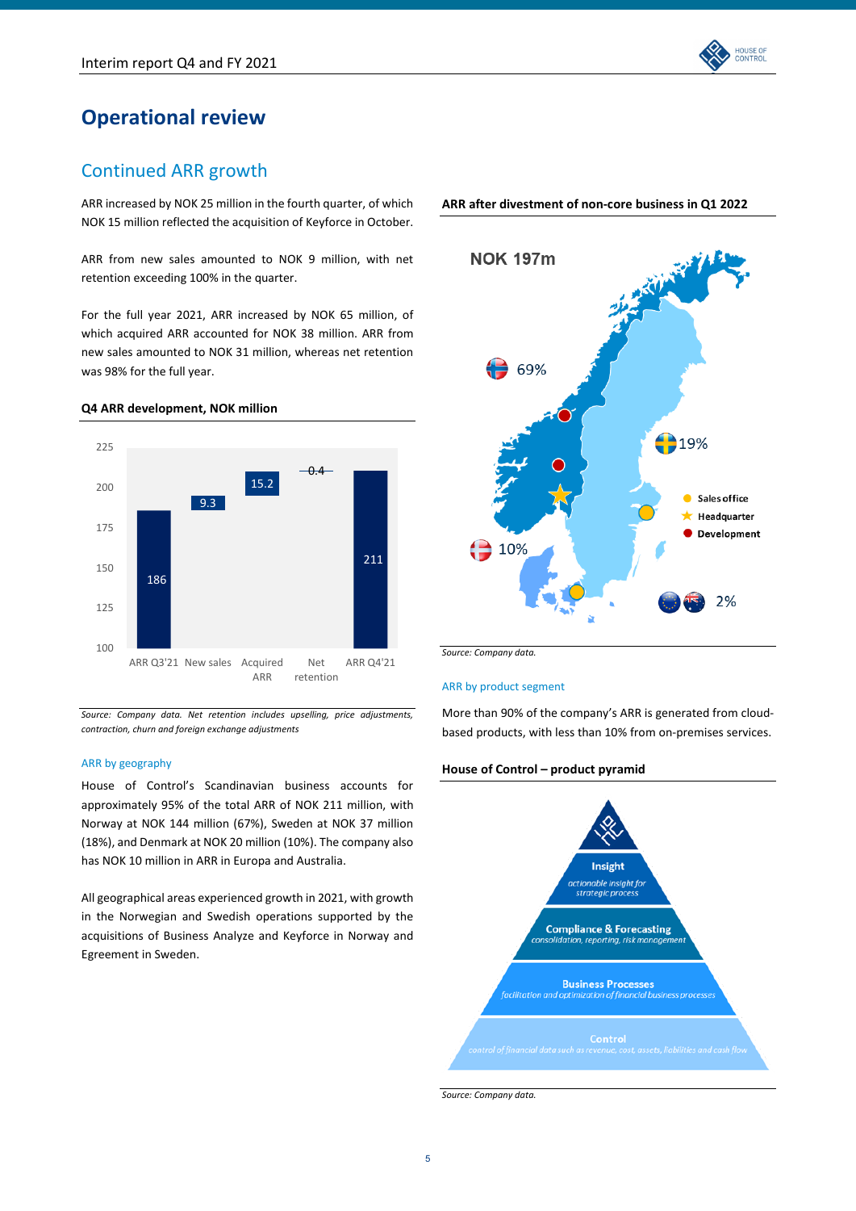# Operational review

## Continued ARR growth

ARR increased by NOK 25 million in the fourth quarter, of which NOK 15 million reflected the acquisition of Keyforce in October.

ARR from new sales amounted to NOK 9 million, with net retention exceeding 100% in the quarter.

For the full year 2021, ARR increased by NOK 65 million, of which acquired ARR accounted for NOK 38 million. ARR from new sales amounted to NOK 31 million, whereas net retention was 98% for the full year.

**Q4 ARR development, NOK million**

| ARR Q3'21 | New sales | Acquired ARR | Net retention | ARR Q4'21 |
|---|---|---|---|---|
| 186 | 9.3 | 15.2 | 0.4 | 211 |

*Source: Company data. Net retention includes upselling, price adjustments, contraction, churn and foreign exchange adjustments*

### ARR by geography

House of Control's Scandinavian business accounts for approximately 95% of the total ARR of NOK 211 million, with Norway at NOK 144 million (67%), Sweden at NOK 37 million (18%), and Denmark at NOK 20 million (10%). The company also has NOK 10 million in ARR in Europa and Australia.

All geographical areas experienced growth in 2021, with growth in the Norwegian and Swedish operations supported by the acquisitions of Business Analyze and Keyforce in Norway and Egreement in Sweden.

**ARR after divestment of non-core business in Q1 2022**

NOK 197m

- Norway: 69%
- Sweden: 19%
- Denmark: 10%
- EU / Australia: 2%

Legend: Sales office, Headquarter, Development

*Source: Company data.*

### ARR by product segment

More than 90% of the company's ARR is generated from cloud-based products, with less than 10% from on-premises services.

**House of Control – product pyramid**

- **Insight** – actionable insight for strategic process
- **Compliance & Forecasting** – consolidation, reporting, risk management
- **Business Processes** – facilitation and optimization of financial business processes
- **Control** – control of financial data such as revenue, cost, assets, liabilities and cash flow

*Source: Company data.*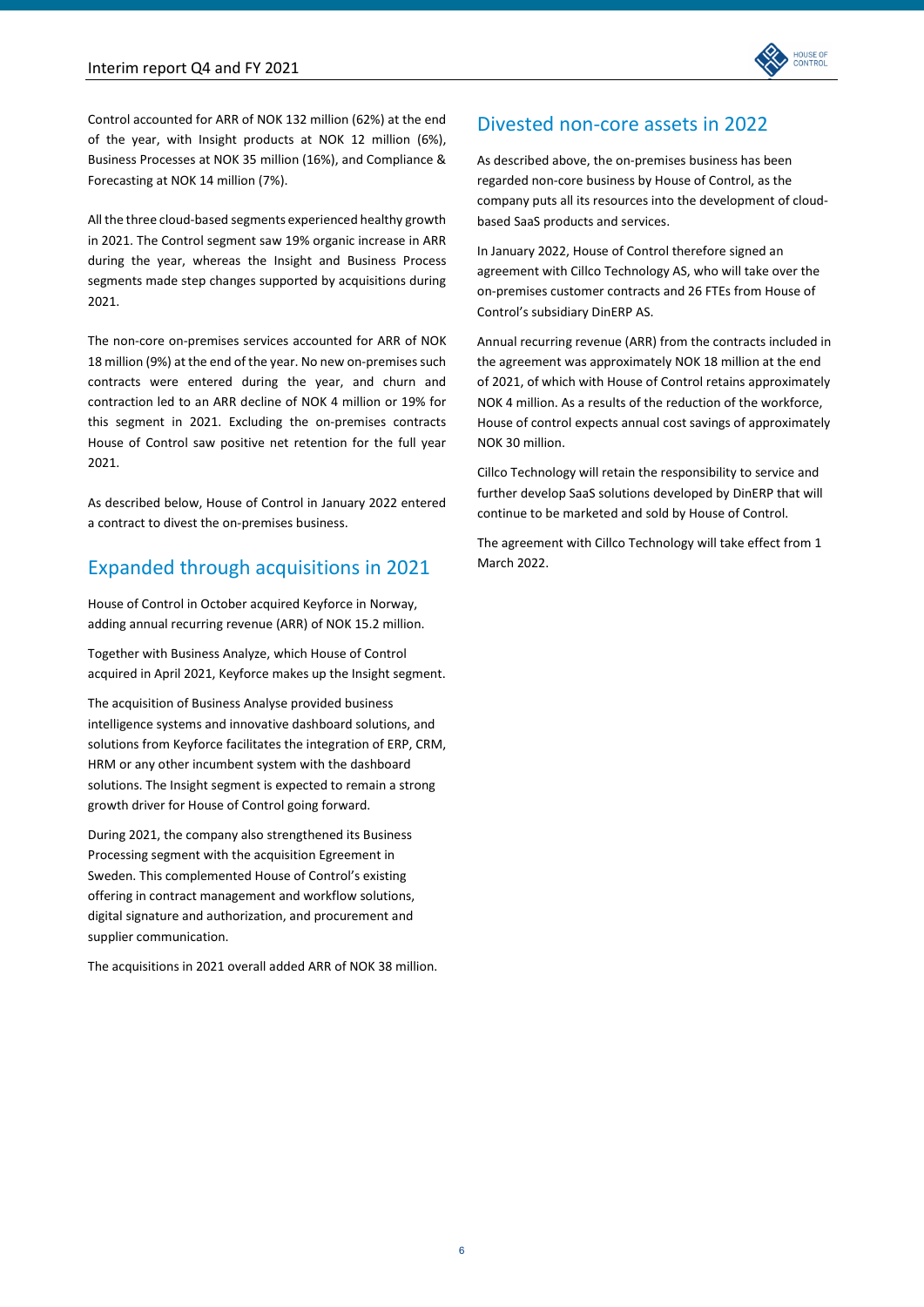Control accounted for ARR of NOK 132 million (62%) at the end of the year, with Insight products at NOK 12 million (6%), Business Processes at NOK 35 million (16%), and Compliance & Forecasting at NOK 14 million (7%).

All the three cloud-based segments experienced healthy growth in 2021. The Control segment saw 19% organic increase in ARR during the year, whereas the Insight and Business Process segments made step changes supported by acquisitions during 2021.

The non-core on-premises services accounted for ARR of NOK 18 million (9%) at the end of the year. No new on-premises such contracts were entered during the year, and churn and contraction led to an ARR decline of NOK 4 million or 19% for this segment in 2021. Excluding the on-premises contracts House of Control saw positive net retention for the full year 2021.

As described below, House of Control in January 2022 entered a contract to divest the on-premises business.

## Expanded through acquisitions in 2021

House of Control in October acquired Keyforce in Norway, adding annual recurring revenue (ARR) of NOK 15.2 million.

Together with Business Analyze, which House of Control acquired in April 2021, Keyforce makes up the Insight segment.

The acquisition of Business Analyse provided business intelligence systems and innovative dashboard solutions, and solutions from Keyforce facilitates the integration of ERP, CRM, HRM or any other incumbent system with the dashboard solutions. The Insight segment is expected to remain a strong growth driver for House of Control going forward.

During 2021, the company also strengthened its Business Processing segment with the acquisition Egreement in Sweden. This complemented House of Control's existing offering in contract management and workflow solutions, digital signature and authorization, and procurement and supplier communication.

The acquisitions in 2021 overall added ARR of NOK 38 million.

## Divested non-core assets in 2022

As described above, the on-premises business has been regarded non-core business by House of Control, as the company puts all its resources into the development of cloud-based SaaS products and services.

In January 2022, House of Control therefore signed an agreement with Cillco Technology AS, who will take over the on-premises customer contracts and 26 FTEs from House of Control's subsidiary DinERP AS.

Annual recurring revenue (ARR) from the contracts included in the agreement was approximately NOK 18 million at the end of 2021, of which with House of Control retains approximately NOK 4 million. As a results of the reduction of the workforce, House of control expects annual cost savings of approximately NOK 30 million.

Cillco Technology will retain the responsibility to service and further develop SaaS solutions developed by DinERP that will continue to be marketed and sold by House of Control.

The agreement with Cillco Technology will take effect from 1 March 2022.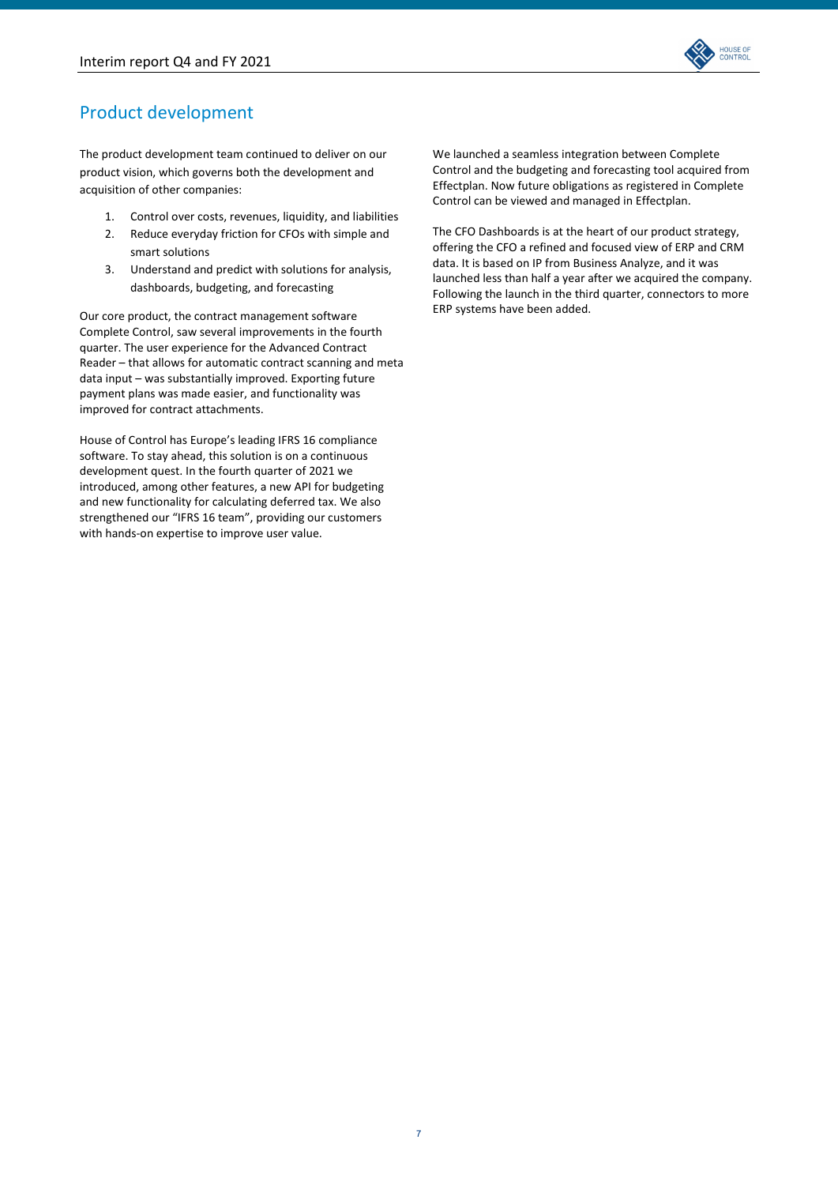## Product development

The product development team continued to deliver on our product vision, which governs both the development and acquisition of other companies:

1. Control over costs, revenues, liquidity, and liabilities
2. Reduce everyday friction for CFOs with simple and smart solutions
3. Understand and predict with solutions for analysis, dashboards, budgeting, and forecasting

Our core product, the contract management software Complete Control, saw several improvements in the fourth quarter. The user experience for the Advanced Contract Reader – that allows for automatic contract scanning and meta data input – was substantially improved. Exporting future payment plans was made easier, and functionality was improved for contract attachments.

House of Control has Europe's leading IFRS 16 compliance software. To stay ahead, this solution is on a continuous development quest. In the fourth quarter of 2021 we introduced, among other features, a new API for budgeting and new functionality for calculating deferred tax. We also strengthened our "IFRS 16 team", providing our customers with hands-on expertise to improve user value.

We launched a seamless integration between Complete Control and the budgeting and forecasting tool acquired from Effectplan. Now future obligations as registered in Complete Control can be viewed and managed in Effectplan.

The CFO Dashboards is at the heart of our product strategy, offering the CFO a refined and focused view of ERP and CRM data. It is based on IP from Business Analyze, and it was launched less than half a year after we acquired the company. Following the launch in the third quarter, connectors to more ERP systems have been added.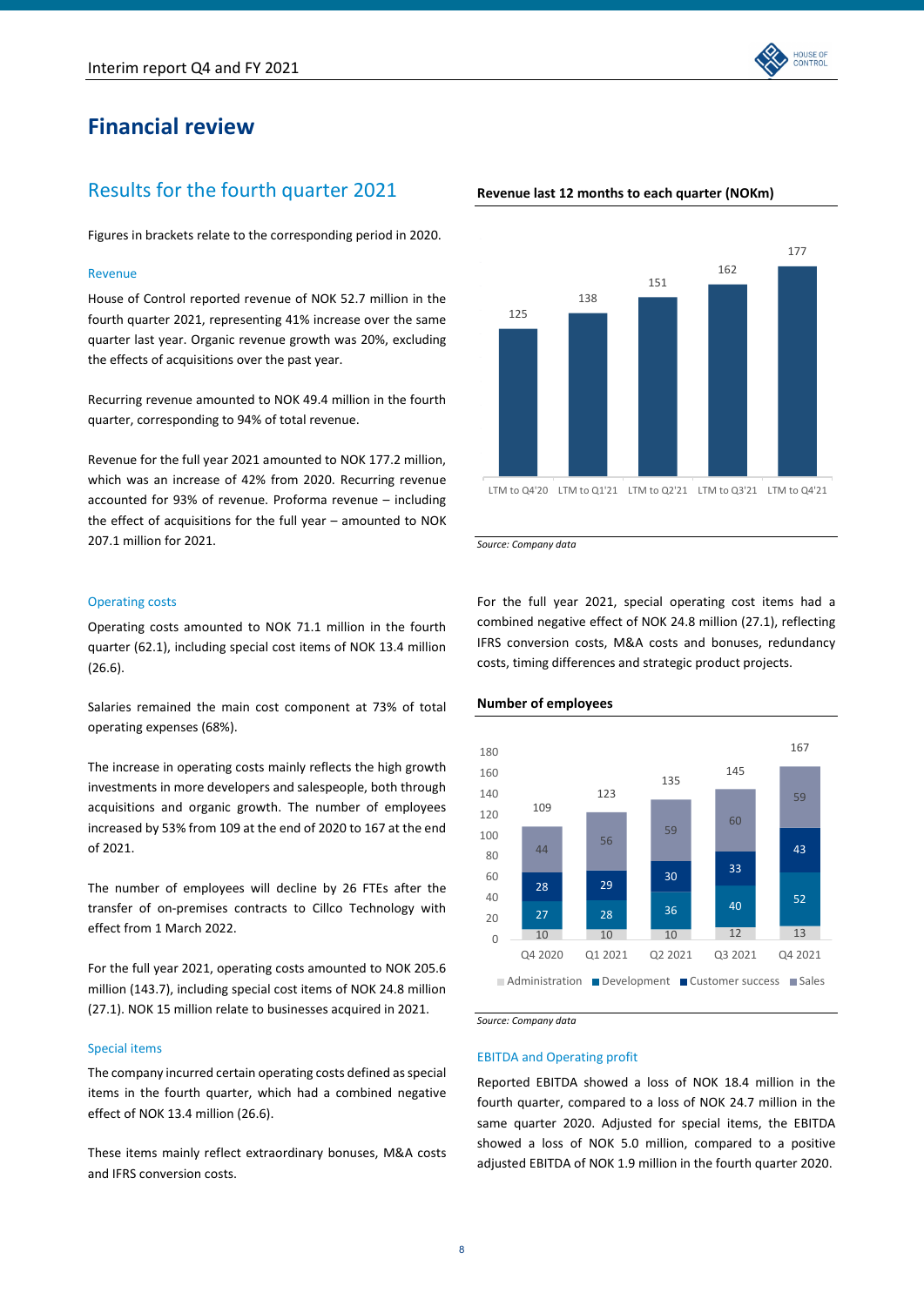# Financial review

## Results for the fourth quarter 2021

Figures in brackets relate to the corresponding period in 2020.

### Revenue

House of Control reported revenue of NOK 52.7 million in the fourth quarter 2021, representing 41% increase over the same quarter last year. Organic revenue growth was 20%, excluding the effects of acquisitions over the past year.

Recurring revenue amounted to NOK 49.4 million in the fourth quarter, corresponding to 94% of total revenue.

Revenue for the full year 2021 amounted to NOK 177.2 million, which was an increase of 42% from 2020. Recurring revenue accounted for 93% of revenue. Proforma revenue – including the effect of acquisitions for the full year – amounted to NOK 207.1 million for 2021.

**Revenue last 12 months to each quarter (NOKm)**

| | LTM to Q4'20 | LTM to Q1'21 | LTM to Q2'21 | LTM to Q3'21 | LTM to Q4'21 |
|---|---|---|---|---|---|
| Revenue | 125 | 138 | 151 | 162 | 177 |

*Source: Company data*

### Operating costs

Operating costs amounted to NOK 71.1 million in the fourth quarter (62.1), including special cost items of NOK 13.4 million (26.6).

Salaries remained the main cost component at 73% of total operating expenses (68%).

The increase in operating costs mainly reflects the high growth investments in more developers and salespeople, both through acquisitions and organic growth. The number of employees increased by 53% from 109 at the end of 2020 to 167 at the end of 2021.

The number of employees will decline by 26 FTEs after the transfer of on-premises contracts to Cillco Technology with effect from 1 March 2022.

For the full year 2021, operating costs amounted to NOK 205.6 million (143.7), including special cost items of NOK 24.8 million (27.1). NOK 15 million relate to businesses acquired in 2021.

For the full year 2021, special operating cost items had a combined negative effect of NOK 24.8 million (27.1), reflecting IFRS conversion costs, M&A costs and bonuses, redundancy costs, timing differences and strategic product projects.

**Number of employees**

| | Q4 2020 | Q1 2021 | Q2 2021 | Q3 2021 | Q4 2021 |
|---|---|---|---|---|---|
| Administration | 10 | 10 | 10 | 12 | 13 |
| Development | 27 | 28 | 36 | 40 | 52 |
| Customer success | 28 | 29 | 30 | 33 | 43 |
| Sales | 44 | 56 | 59 | 60 | 59 |
| Total | 109 | 123 | 135 | 145 | 167 |

*Source: Company data*

### Special items

The company incurred certain operating costs defined as special items in the fourth quarter, which had a combined negative effect of NOK 13.4 million (26.6).

These items mainly reflect extraordinary bonuses, M&A costs and IFRS conversion costs.

### EBITDA and Operating profit

Reported EBITDA showed a loss of NOK 18.4 million in the fourth quarter, compared to a loss of NOK 24.7 million in the same quarter 2020. Adjusted for special items, the EBITDA showed a loss of NOK 5.0 million, compared to a positive adjusted EBITDA of NOK 1.9 million in the fourth quarter 2020.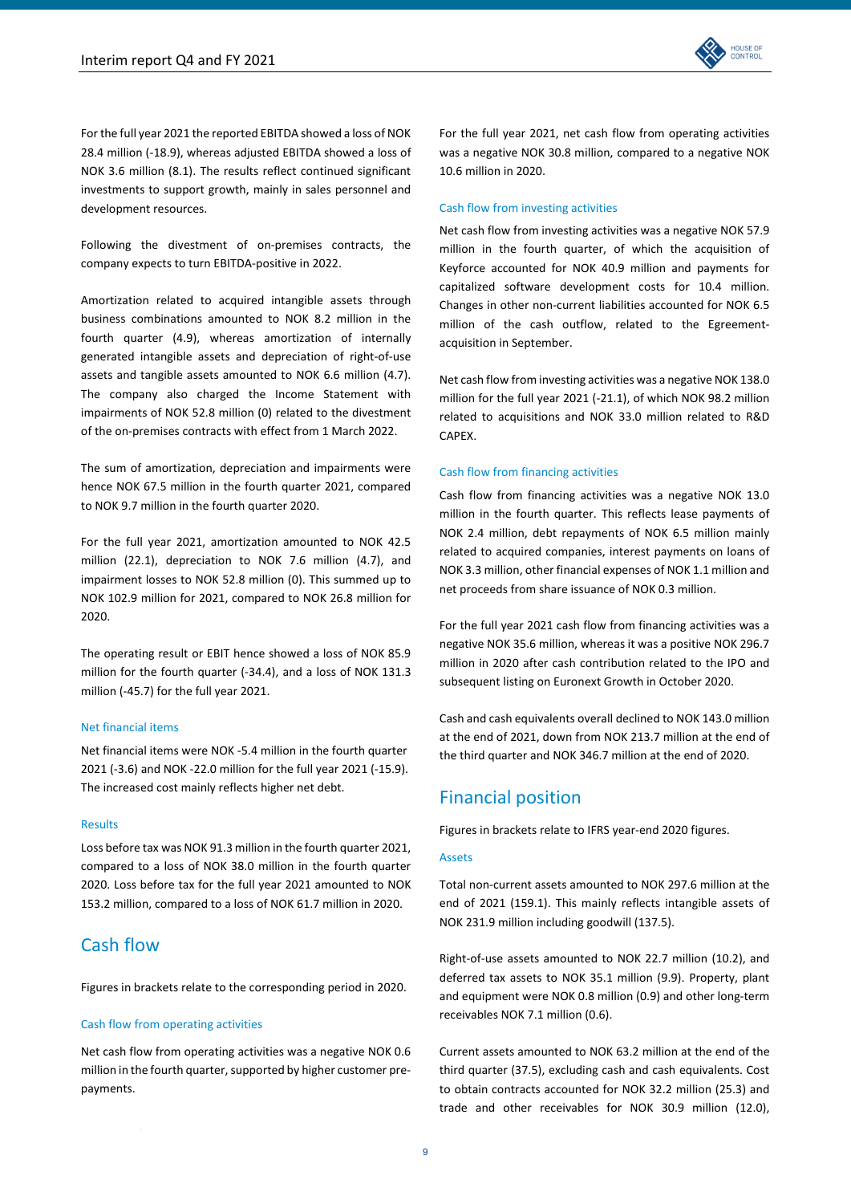For the full year 2021 the reported EBITDA showed a loss of NOK 28.4 million (-18.9), whereas adjusted EBITDA showed a loss of NOK 3.6 million (8.1). The results reflect continued significant investments to support growth, mainly in sales personnel and development resources.

Following the divestment of on-premises contracts, the company expects to turn EBITDA-positive in 2022.

Amortization related to acquired intangible assets through business combinations amounted to NOK 8.2 million in the fourth quarter (4.9), whereas amortization of internally generated intangible assets and depreciation of right-of-use assets and tangible assets amounted to NOK 6.6 million (4.7). The company also charged the Income Statement with impairments of NOK 52.8 million (0) related to the divestment of the on-premises contracts with effect from 1 March 2022.

The sum of amortization, depreciation and impairments were hence NOK 67.5 million in the fourth quarter 2021, compared to NOK 9.7 million in the fourth quarter 2020.

For the full year 2021, amortization amounted to NOK 42.5 million (22.1), depreciation to NOK 7.6 million (4.7), and impairment losses to NOK 52.8 million (0). This summed up to NOK 102.9 million for 2021, compared to NOK 26.8 million for 2020.

The operating result or EBIT hence showed a loss of NOK 85.9 million for the fourth quarter (-34.4), and a loss of NOK 131.3 million (-45.7) for the full year 2021.

### Net financial items

Net financial items were NOK -5.4 million in the fourth quarter 2021 (-3.6) and NOK -22.0 million for the full year 2021 (-15.9). The increased cost mainly reflects higher net debt.

### Results

Loss before tax was NOK 91.3 million in the fourth quarter 2021, compared to a loss of NOK 38.0 million in the fourth quarter 2020. Loss before tax for the full year 2021 amounted to NOK 153.2 million, compared to a loss of NOK 61.7 million in 2020.

## Cash flow

Figures in brackets relate to the corresponding period in 2020.

### Cash flow from operating activities

Net cash flow from operating activities was a negative NOK 0.6 million in the fourth quarter, supported by higher customer pre-payments.

For the full year 2021, net cash flow from operating activities was a negative NOK 30.8 million, compared to a negative NOK 10.6 million in 2020.

### Cash flow from investing activities

Net cash flow from investing activities was a negative NOK 57.9 million in the fourth quarter, of which the acquisition of Keyforce accounted for NOK 40.9 million and payments for capitalized software development costs for 10.4 million. Changes in other non-current liabilities accounted for NOK 6.5 million of the cash outflow, related to the Egreement-acquisition in September.

Net cash flow from investing activities was a negative NOK 138.0 million for the full year 2021 (-21.1), of which NOK 98.2 million related to acquisitions and NOK 33.0 million related to R&D CAPEX.

### Cash flow from financing activities

Cash flow from financing activities was a negative NOK 13.0 million in the fourth quarter. This reflects lease payments of NOK 2.4 million, debt repayments of NOK 6.5 million mainly related to acquired companies, interest payments on loans of NOK 3.3 million, other financial expenses of NOK 1.1 million and net proceeds from share issuance of NOK 0.3 million.

For the full year 2021 cash flow from financing activities was a negative NOK 35.6 million, whereas it was a positive NOK 296.7 million in 2020 after cash contribution related to the IPO and subsequent listing on Euronext Growth in October 2020.

Cash and cash equivalents overall declined to NOK 143.0 million at the end of 2021, down from NOK 213.7 million at the end of the third quarter and NOK 346.7 million at the end of 2020.

## Financial position

Figures in brackets relate to IFRS year-end 2020 figures.

### Assets

Total non-current assets amounted to NOK 297.6 million at the end of 2021 (159.1). This mainly reflects intangible assets of NOK 231.9 million including goodwill (137.5).

Right-of-use assets amounted to NOK 22.7 million (10.2), and deferred tax assets to NOK 35.1 million (9.9). Property, plant and equipment were NOK 0.8 million (0.9) and other long-term receivables NOK 7.1 million (0.6).

Current assets amounted to NOK 63.2 million at the end of the third quarter (37.5), excluding cash and cash equivalents. Cost to obtain contracts accounted for NOK 32.2 million (25.3) and trade and other receivables for NOK 30.9 million (12.0),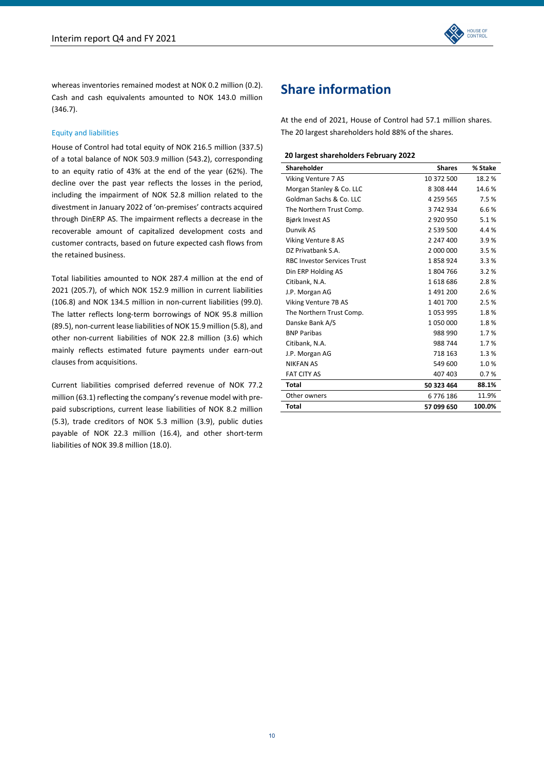whereas inventories remained modest at NOK 0.2 million (0.2). Cash and cash equivalents amounted to NOK 143.0 million (346.7).

### Equity and liabilities

House of Control had total equity of NOK 216.5 million (337.5) of a total balance of NOK 503.9 million (543.2), corresponding to an equity ratio of 43% at the end of the year (62%). The decline over the past year reflects the losses in the period, including the impairment of NOK 52.8 million related to the divestment in January 2022 of 'on-premises' contracts acquired through DinERP AS. The impairment reflects a decrease in the recoverable amount of capitalized development costs and customer contracts, based on future expected cash flows from the retained business.

Total liabilities amounted to NOK 287.4 million at the end of 2021 (205.7), of which NOK 152.9 million in current liabilities (106.8) and NOK 134.5 million in non-current liabilities (99.0). The latter reflects long-term borrowings of NOK 95.8 million (89.5), non-current lease liabilities of NOK 15.9 million (5.8), and other non-current liabilities of NOK 22.8 million (3.6) which mainly reflects estimated future payments under earn-out clauses from acquisitions.

Current liabilities comprised deferred revenue of NOK 77.2 million (63.1) reflecting the company's revenue model with pre-paid subscriptions, current lease liabilities of NOK 8.2 million (5.3), trade creditors of NOK 5.3 million (3.9), public duties payable of NOK 22.3 million (16.4), and other short-term liabilities of NOK 39.8 million (18.0).

# Share information

At the end of 2021, House of Control had 57.1 million shares. The 20 largest shareholders hold 88% of the shares.

**20 largest shareholders February 2022**

| Shareholder | Shares | % Stake |
|---|---|---|
| Viking Venture 7 AS | 10 372 500 | 18.2 % |
| Morgan Stanley & Co. LLC | 8 308 444 | 14.6 % |
| Goldman Sachs & Co. LLC | 4 259 565 | 7.5 % |
| The Northern Trust Comp. | 3 742 934 | 6.6 % |
| Bjørk Invest AS | 2 920 950 | 5.1 % |
| Dunvik AS | 2 539 500 | 4.4 % |
| Viking Venture 8 AS | 2 247 400 | 3.9 % |
| DZ Privatbank S.A. | 2 000 000 | 3.5 % |
| RBC Investor Services Trust | 1 858 924 | 3.3 % |
| Din ERP Holding AS | 1 804 766 | 3.2 % |
| Citibank, N.A. | 1 618 686 | 2.8 % |
| J.P. Morgan AG | 1 491 200 | 2.6 % |
| Viking Venture 7B AS | 1 401 700 | 2.5 % |
| The Northern Trust Comp. | 1 053 995 | 1.8 % |
| Danske Bank A/S | 1 050 000 | 1.8 % |
| BNP Paribas | 988 990 | 1.7 % |
| Citibank, N.A. | 988 744 | 1.7 % |
| J.P. Morgan AG | 718 163 | 1.3 % |
| NIKFAN AS | 549 600 | 1.0 % |
| FAT CITY AS | 407 403 | 0.7 % |
| **Total** | **50 323 464** | **88.1%** |
| Other owners | 6 776 186 | 11.9% |
| **Total** | **57 099 650** | **100.0%** |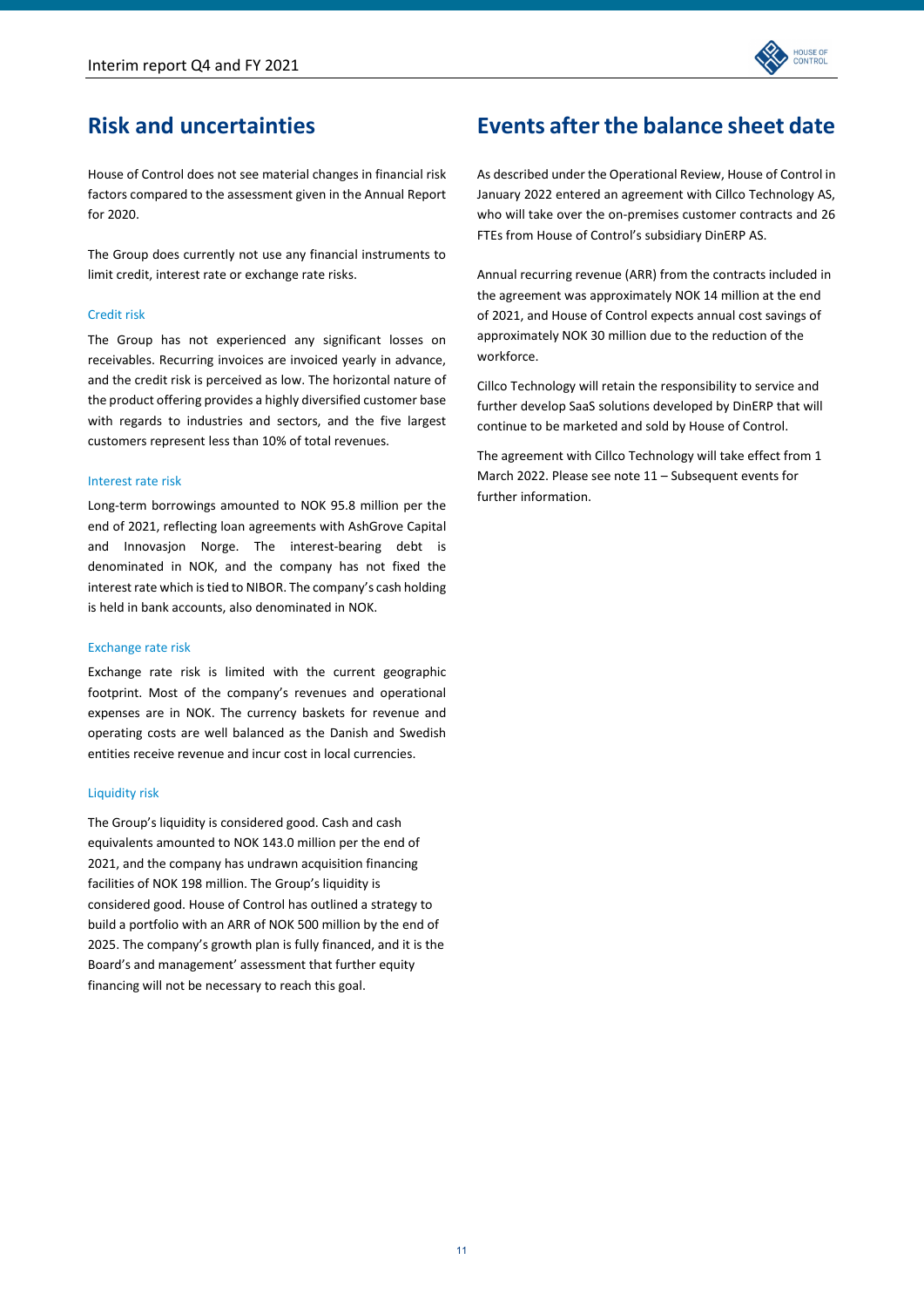## Risk and uncertainties

House of Control does not see material changes in financial risk factors compared to the assessment given in the Annual Report for 2020.

The Group does currently not use any financial instruments to limit credit, interest rate or exchange rate risks.

### Credit risk

The Group has not experienced any significant losses on receivables. Recurring invoices are invoiced yearly in advance, and the credit risk is perceived as low. The horizontal nature of the product offering provides a highly diversified customer base with regards to industries and sectors, and the five largest customers represent less than 10% of total revenues.

### Interest rate risk

Long-term borrowings amounted to NOK 95.8 million per the end of 2021, reflecting loan agreements with AshGrove Capital and Innovasjon Norge. The interest-bearing debt is denominated in NOK, and the company has not fixed the interest rate which is tied to NIBOR. The company's cash holding is held in bank accounts, also denominated in NOK.

### Exchange rate risk

Exchange rate risk is limited with the current geographic footprint. Most of the company's revenues and operational expenses are in NOK. The currency baskets for revenue and operating costs are well balanced as the Danish and Swedish entities receive revenue and incur cost in local currencies.

### Liquidity risk

The Group's liquidity is considered good. Cash and cash equivalents amounted to NOK 143.0 million per the end of 2021, and the company has undrawn acquisition financing facilities of NOK 198 million. The Group's liquidity is considered good. House of Control has outlined a strategy to build a portfolio with an ARR of NOK 500 million by the end of 2025. The company's growth plan is fully financed, and it is the Board's and management' assessment that further equity financing will not be necessary to reach this goal.

## Events after the balance sheet date

As described under the Operational Review, House of Control in January 2022 entered an agreement with Cillco Technology AS, who will take over the on-premises customer contracts and 26 FTEs from House of Control's subsidiary DinERP AS.

Annual recurring revenue (ARR) from the contracts included in the agreement was approximately NOK 14 million at the end of 2021, and House of Control expects annual cost savings of approximately NOK 30 million due to the reduction of the workforce.

Cillco Technology will retain the responsibility to service and further develop SaaS solutions developed by DinERP that will continue to be marketed and sold by House of Control.

The agreement with Cillco Technology will take effect from 1 March 2022. Please see note 11 – Subsequent events for further information.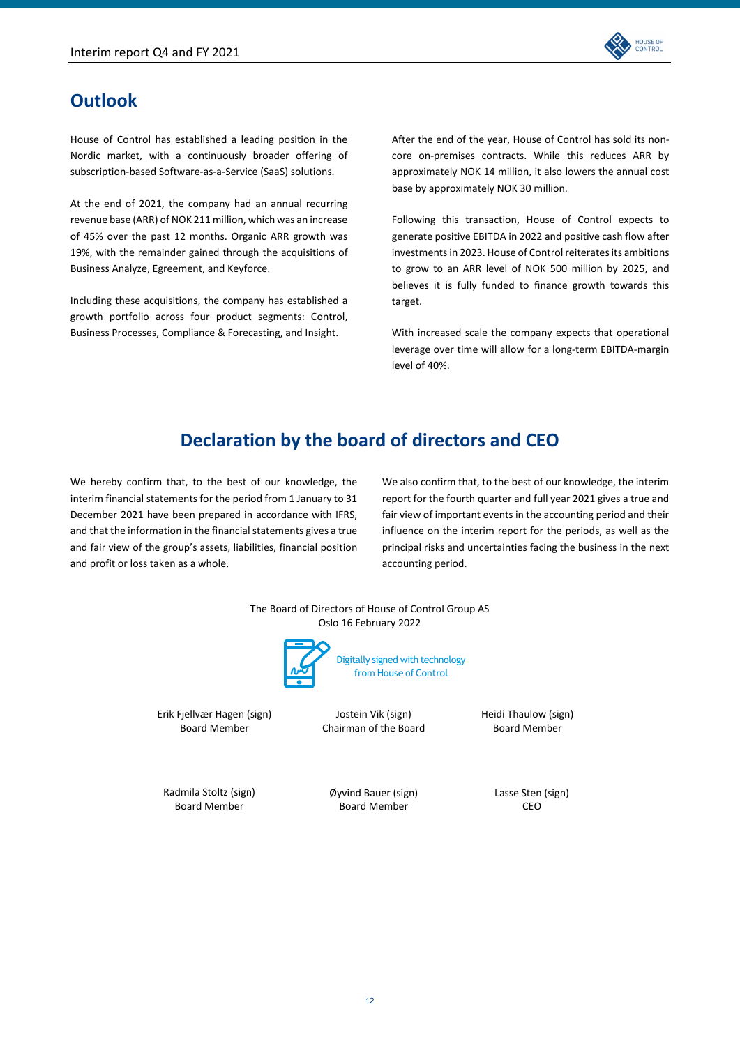## Outlook

House of Control has established a leading position in the Nordic market, with a continuously broader offering of subscription-based Software-as-a-Service (SaaS) solutions.

At the end of 2021, the company had an annual recurring revenue base (ARR) of NOK 211 million, which was an increase of 45% over the past 12 months. Organic ARR growth was 19%, with the remainder gained through the acquisitions of Business Analyze, Egreement, and Keyforce.

Including these acquisitions, the company has established a growth portfolio across four product segments: Control, Business Processes, Compliance & Forecasting, and Insight.

After the end of the year, House of Control has sold its non-core on-premises contracts. While this reduces ARR by approximately NOK 14 million, it also lowers the annual cost base by approximately NOK 30 million.

Following this transaction, House of Control expects to generate positive EBITDA in 2022 and positive cash flow after investments in 2023. House of Control reiterates its ambitions to grow to an ARR level of NOK 500 million by 2025, and believes it is fully funded to finance growth towards this target.

With increased scale the company expects that operational leverage over time will allow for a long-term EBITDA-margin level of 40%.

## Declaration by the board of directors and CEO

We hereby confirm that, to the best of our knowledge, the interim financial statements for the period from 1 January to 31 December 2021 have been prepared in accordance with IFRS, and that the information in the financial statements gives a true and fair view of the group's assets, liabilities, financial position and profit or loss taken as a whole.

We also confirm that, to the best of our knowledge, the interim report for the fourth quarter and full year 2021 gives a true and fair view of important events in the accounting period and their influence on the interim report for the periods, as well as the principal risks and uncertainties facing the business in the next accounting period.

The Board of Directors of House of Control Group AS
Oslo 16 February 2022

Digitally signed with technology from House of Control

| | | |
|---|---|---|
| Erik Fjellvær Hagen (sign)<br>Board Member | Jostein Vik (sign)<br>Chairman of the Board | Heidi Thaulow (sign)<br>Board Member |
| Radmila Stoltz (sign)<br>Board Member | Øyvind Bauer (sign)<br>Board Member | Lasse Sten (sign)<br>CEO |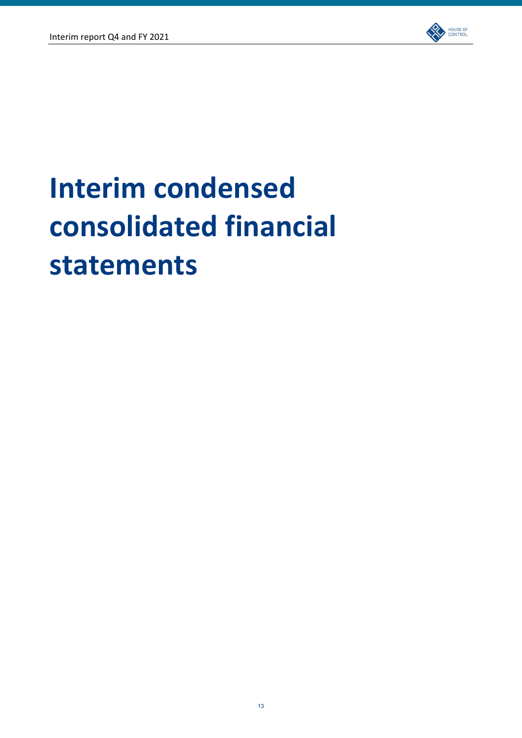# Interim condensed consolidated financial statements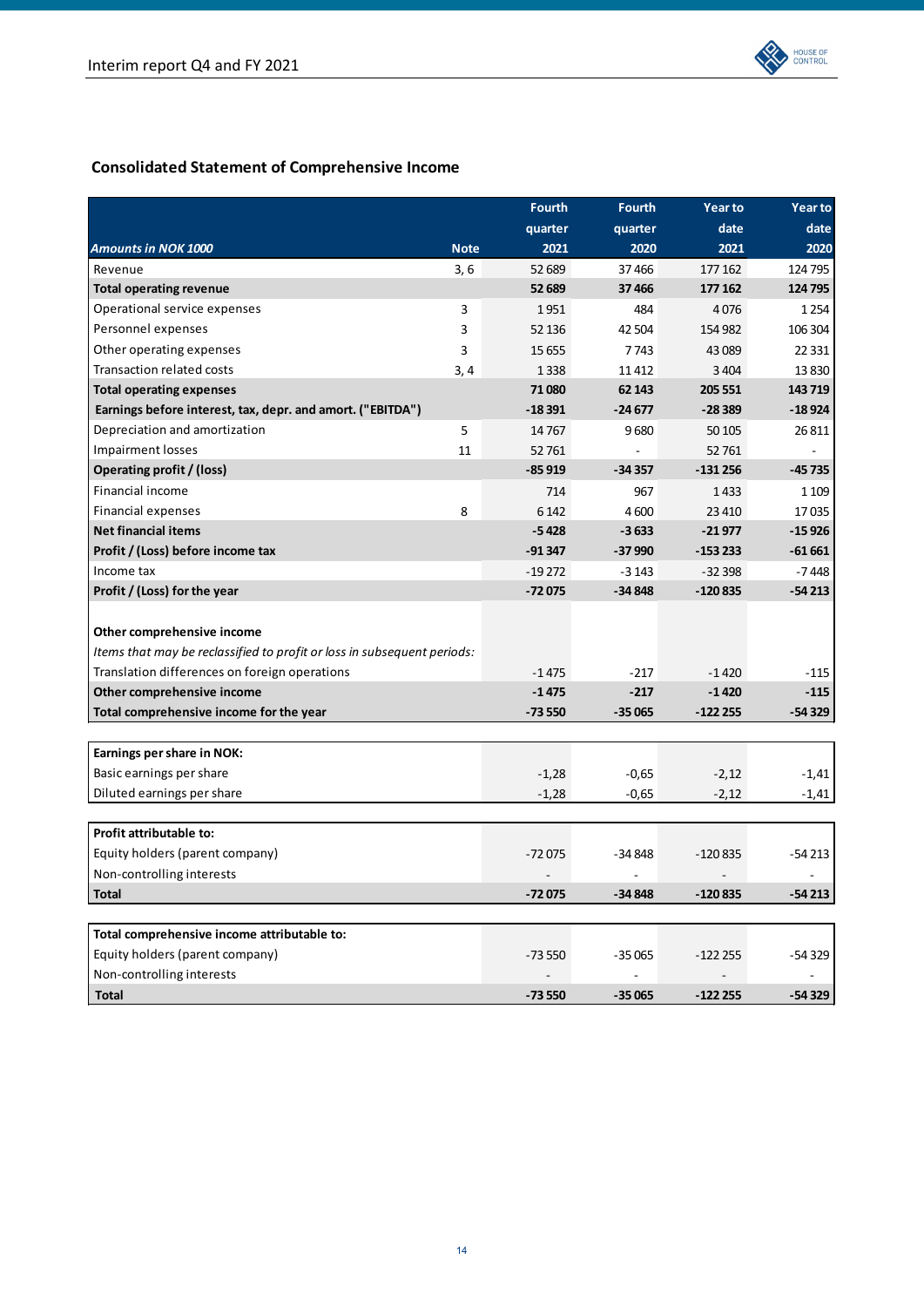## Consolidated Statement of Comprehensive Income

| *Amounts in NOK 1000* | Note | Fourth quarter 2021 | Fourth quarter 2020 | Year to date 2021 | Year to date 2020 |
|---|---|---|---|---|---|
| Revenue | 3, 6 | 52 689 | 37 466 | 177 162 | 124 795 |
| **Total operating revenue** | | **52 689** | **37 466** | **177 162** | **124 795** |
| Operational service expenses | 3 | 1 951 | 484 | 4 076 | 1 254 |
| Personnel expenses | 3 | 52 136 | 42 504 | 154 982 | 106 304 |
| Other operating expenses | 3 | 15 655 | 7 743 | 43 089 | 22 331 |
| Transaction related costs | 3, 4 | 1 338 | 11 412 | 3 404 | 13 830 |
| **Total operating expenses** | | **71 080** | **62 143** | **205 551** | **143 719** |
| **Earnings before interest, tax, depr. and amort. ("EBITDA")** | | **-18 391** | **-24 677** | **-28 389** | **-18 924** |
| Depreciation and amortization | 5 | 14 767 | 9 680 | 50 105 | 26 811 |
| Impairment losses | 11 | 52 761 | - | 52 761 | - |
| **Operating profit / (loss)** | | **-85 919** | **-34 357** | **-131 256** | **-45 735** |
| Financial income | | 714 | 967 | 1 433 | 1 109 |
| Financial expenses | 8 | 6 142 | 4 600 | 23 410 | 17 035 |
| **Net financial items** | | **-5 428** | **-3 633** | **-21 977** | **-15 926** |
| **Profit / (Loss) before income tax** | | **-91 347** | **-37 990** | **-153 233** | **-61 661** |
| Income tax | | -19 272 | -3 143 | -32 398 | -7 448 |
| **Profit / (Loss) for the year** | | **-72 075** | **-34 848** | **-120 835** | **-54 213** |
| | | | | | |
| **Other comprehensive income** | | | | | |
| *Items that may be reclassified to profit or loss in subsequent periods:* | | | | | |
| Translation differences on foreign operations | | -1 475 | -217 | -1 420 | -115 |
| **Other comprehensive income** | | **-1 475** | **-217** | **-1 420** | **-115** |
| **Total comprehensive income for the year** | | **-73 550** | **-35 065** | **-122 255** | **-54 329** |

| **Earnings per share in NOK:** | | | | |
|---|---|---|---|---|
| Basic earnings per share | -1,28 | -0,65 | -2,12 | -1,41 |
| Diluted earnings per share | -1,28 | -0,65 | -2,12 | -1,41 |

| **Profit attributable to:** | | | | |
|---|---|---|---|---|
| Equity holders (parent company) | -72 075 | -34 848 | -120 835 | -54 213 |
| Non-controlling interests | - | - | - | - |
| **Total** | **-72 075** | **-34 848** | **-120 835** | **-54 213** |

| **Total comprehensive income attributable to:** | | | | |
|---|---|---|---|---|
| Equity holders (parent company) | -73 550 | -35 065 | -122 255 | -54 329 |
| Non-controlling interests | - | - | - | - |
| **Total** | **-73 550** | **-35 065** | **-122 255** | **-54 329** |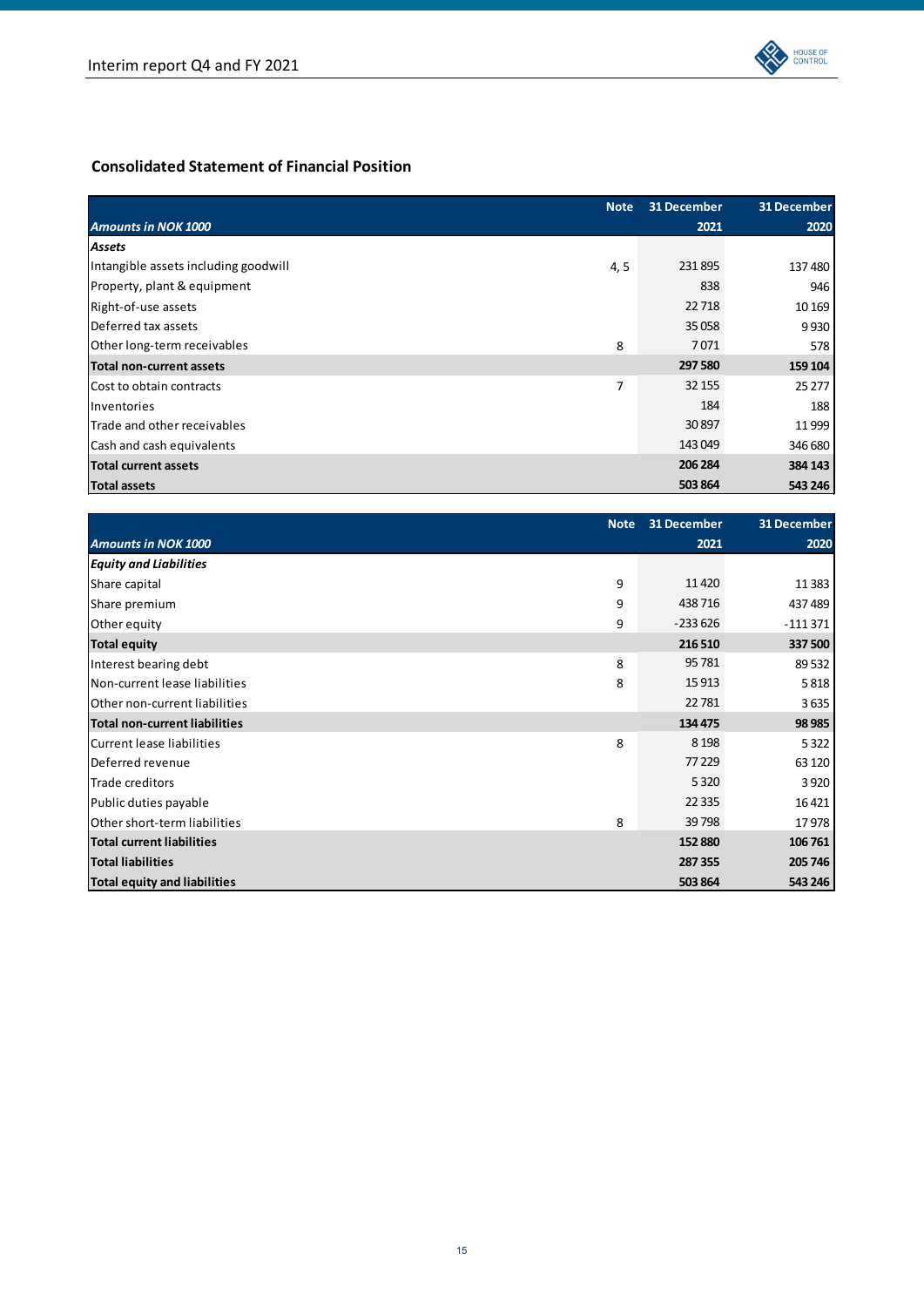## Consolidated Statement of Financial Position

| *Amounts in NOK 1000* | Note | 31 December 2021 | 31 December 2020 |
|---|---|---|---|
| ***Assets*** | | | |
| Intangible assets including goodwill | 4, 5 | 231 895 | 137 480 |
| Property, plant & equipment | | 838 | 946 |
| Right-of-use assets | | 22 718 | 10 169 |
| Deferred tax assets | | 35 058 | 9 930 |
| Other long-term receivables | 8 | 7 071 | 578 |
| **Total non-current assets** | | **297 580** | **159 104** |
| Cost to obtain contracts | 7 | 32 155 | 25 277 |
| Inventories | | 184 | 188 |
| Trade and other receivables | | 30 897 | 11 999 |
| Cash and cash equivalents | | 143 049 | 346 680 |
| **Total current assets** | | **206 284** | **384 143** |
| **Total assets** | | **503 864** | **543 246** |

| *Amounts in NOK 1000* | Note | 31 December 2021 | 31 December 2020 |
|---|---|---|---|
| ***Equity and Liabilities*** | | | |
| Share capital | 9 | 11 420 | 11 383 |
| Share premium | 9 | 438 716 | 437 489 |
| Other equity | 9 | -233 626 | -111 371 |
| **Total equity** | | **216 510** | **337 500** |
| Interest bearing debt | 8 | 95 781 | 89 532 |
| Non-current lease liabilities | 8 | 15 913 | 5 818 |
| Other non-current liabilities | | 22 781 | 3 635 |
| **Total non-current liabilities** | | **134 475** | **98 985** |
| Current lease liabilities | 8 | 8 198 | 5 322 |
| Deferred revenue | | 77 229 | 63 120 |
| Trade creditors | | 5 320 | 3 920 |
| Public duties payable | | 22 335 | 16 421 |
| Other short-term liabilities | 8 | 39 798 | 17 978 |
| **Total current liabilities** | | **152 880** | **106 761** |
| **Total liabilities** | | **287 355** | **205 746** |
| **Total equity and liabilities** | | **503 864** | **543 246** |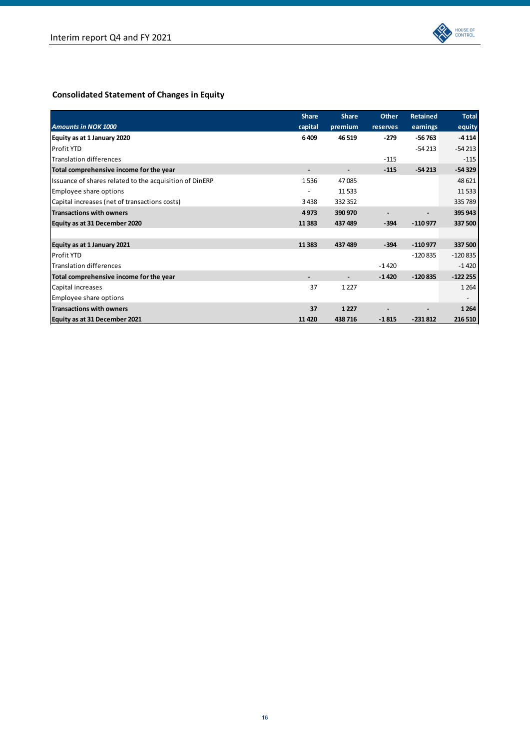## Consolidated Statement of Changes in Equity

| *Amounts in NOK 1000* | Share capital | Share premium | Other reserves | Retained earnings | Total equity |
|---|---|---|---|---|---|
| **Equity as at 1 January 2020** | **6 409** | **46 519** | **-279** | **-56 763** | **-4 114** |
| Profit YTD | | | | -54 213 | -54 213 |
| Translation differences | | | -115 | | -115 |
| **Total comprehensive income for the year** | **-** | **-** | **-115** | **-54 213** | **-54 329** |
| Issuance of shares related to the acquisition of DinERP | 1 536 | 47 085 | | | 48 621 |
| Employee share options | - | 11 533 | | | 11 533 |
| Capital increases (net of transactions costs) | 3 438 | 332 352 | | | 335 789 |
| **Transactions with owners** | **4 973** | **390 970** | **-** | **-** | **395 943** |
| **Equity as at 31 December 2020** | **11 383** | **437 489** | **-394** | **-110 977** | **337 500** |
| | | | | | |
| **Equity as at 1 January 2021** | **11 383** | **437 489** | **-394** | **-110 977** | **337 500** |
| Profit YTD | | | | -120 835 | -120 835 |
| Translation differences | | | -1 420 | | -1 420 |
| **Total comprehensive income for the year** | **-** | **-** | **-1 420** | **-120 835** | **-122 255** |
| Capital increases | 37 | 1 227 | | | 1 264 |
| Employee share options | | | | | - |
| **Transactions with owners** | **37** | **1 227** | **-** | **-** | **1 264** |
| **Equity as at 31 December 2021** | **11 420** | **438 716** | **-1 815** | **-231 812** | **216 510** |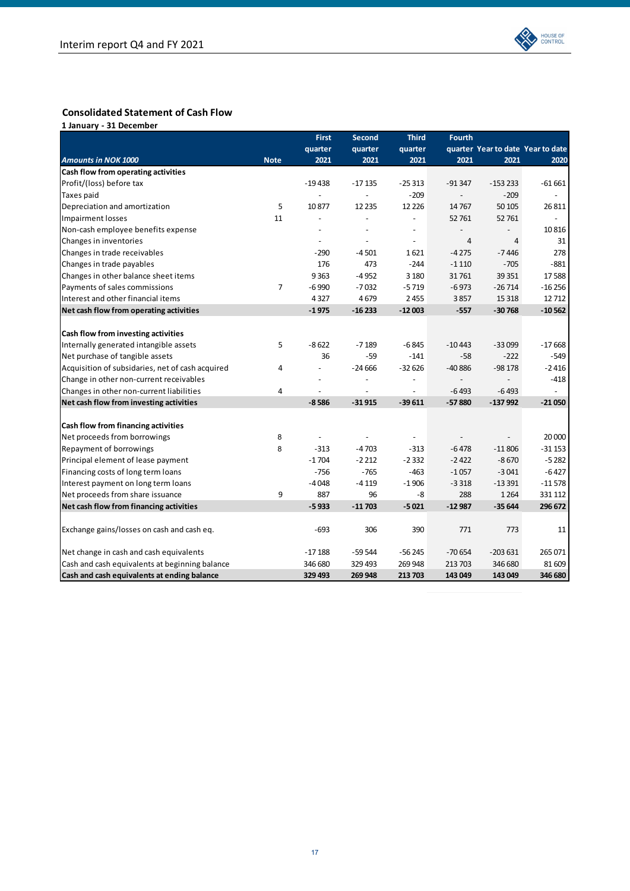## Consolidated Statement of Cash Flow

**1 January - 31 December**

| *Amounts in NOK 1000* | Note | First quarter 2021 | Second quarter 2021 | Third quarter 2021 | Fourth quarter 2021 | Year to date 2021 | Year to date 2020 |
|---|---|---|---|---|---|---|---|
| **Cash flow from operating activities** | | | | | | | |
| Profit/(loss) before tax | | -19 438 | -17 135 | -25 313 | -91 347 | -153 233 | -61 661 |
| Taxes paid | | - | - | -209 | - | -209 | - |
| Depreciation and amortization | 5 | 10 877 | 12 235 | 12 226 | 14 767 | 50 105 | 26 811 |
| Impairment losses | 11 | - | - | - | 52 761 | 52 761 | - |
| Non-cash employee benefits expense | | - | - | - | - | - | 10 816 |
| Changes in inventories | | - | - | - | 4 | 4 | 31 |
| Changes in trade receivables | | -290 | -4 501 | 1 621 | -4 275 | -7 446 | 278 |
| Changes in trade payables | | 176 | 473 | -244 | -1 110 | -705 | -881 |
| Changes in other balance sheet items | | 9 363 | -4 952 | 3 180 | 31 761 | 39 351 | 17 588 |
| Payments of sales commissions | 7 | -6 990 | -7 032 | -5 719 | -6 973 | -26 714 | -16 256 |
| Interest and other financial items | | 4 327 | 4 679 | 2 455 | 3 857 | 15 318 | 12 712 |
| **Net cash flow from operating activities** | | **-1 975** | **-16 233** | **-12 003** | **-557** | **-30 768** | **-10 562** |
| | | | | | | | |
| **Cash flow from investing activities** | | | | | | | |
| Internally generated intangible assets | 5 | -8 622 | -7 189 | -6 845 | -10 443 | -33 099 | -17 668 |
| Net purchase of tangible assets | | 36 | -59 | -141 | -58 | -222 | -549 |
| Acquisition of subsidaries, net of cash acquired | 4 | - | -24 666 | -32 626 | -40 886 | -98 178 | -2 416 |
| Change in other non-current receivables | | - | - | - | - | - | -418 |
| Changes in other non-current liabilities | 4 | - | - | - | -6 493 | -6 493 | - |
| **Net cash flow from investing activities** | | **-8 586** | **-31 915** | **-39 611** | **-57 880** | **-137 992** | **-21 050** |
| | | | | | | | |
| **Cash flow from financing activities** | | | | | | | |
| Net proceeds from borrowings | 8 | - | - | - | - | - | 20 000 |
| Repayment of borrowings | 8 | -313 | -4 703 | -313 | -6 478 | -11 806 | -31 153 |
| Principal element of lease payment | | -1 704 | -2 212 | -2 332 | -2 422 | -8 670 | -5 282 |
| Financing costs of long term loans | | -756 | -765 | -463 | -1 057 | -3 041 | -6 427 |
| Interest payment on long term loans | | -4 048 | -4 119 | -1 906 | -3 318 | -13 391 | -11 578 |
| Net proceeds from share issuance | 9 | 887 | 96 | -8 | 288 | 1 264 | 331 112 |
| **Net cash flow from financing activities** | | **-5 933** | **-11 703** | **-5 021** | **-12 987** | **-35 644** | **296 672** |
| | | | | | | | |
| Exchange gains/losses on cash and cash eq. | | -693 | 306 | 390 | 771 | 773 | 11 |
| | | | | | | | |
| Net change in cash and cash equivalents | | -17 188 | -59 544 | -56 245 | -70 654 | -203 631 | 265 071 |
| Cash and cash equivalents at beginning balance | | 346 680 | 329 493 | 269 948 | 213 703 | 346 680 | 81 609 |
| **Cash and cash equivalents at ending balance** | | **329 493** | **269 948** | **213 703** | **143 049** | **143 049** | **346 680** |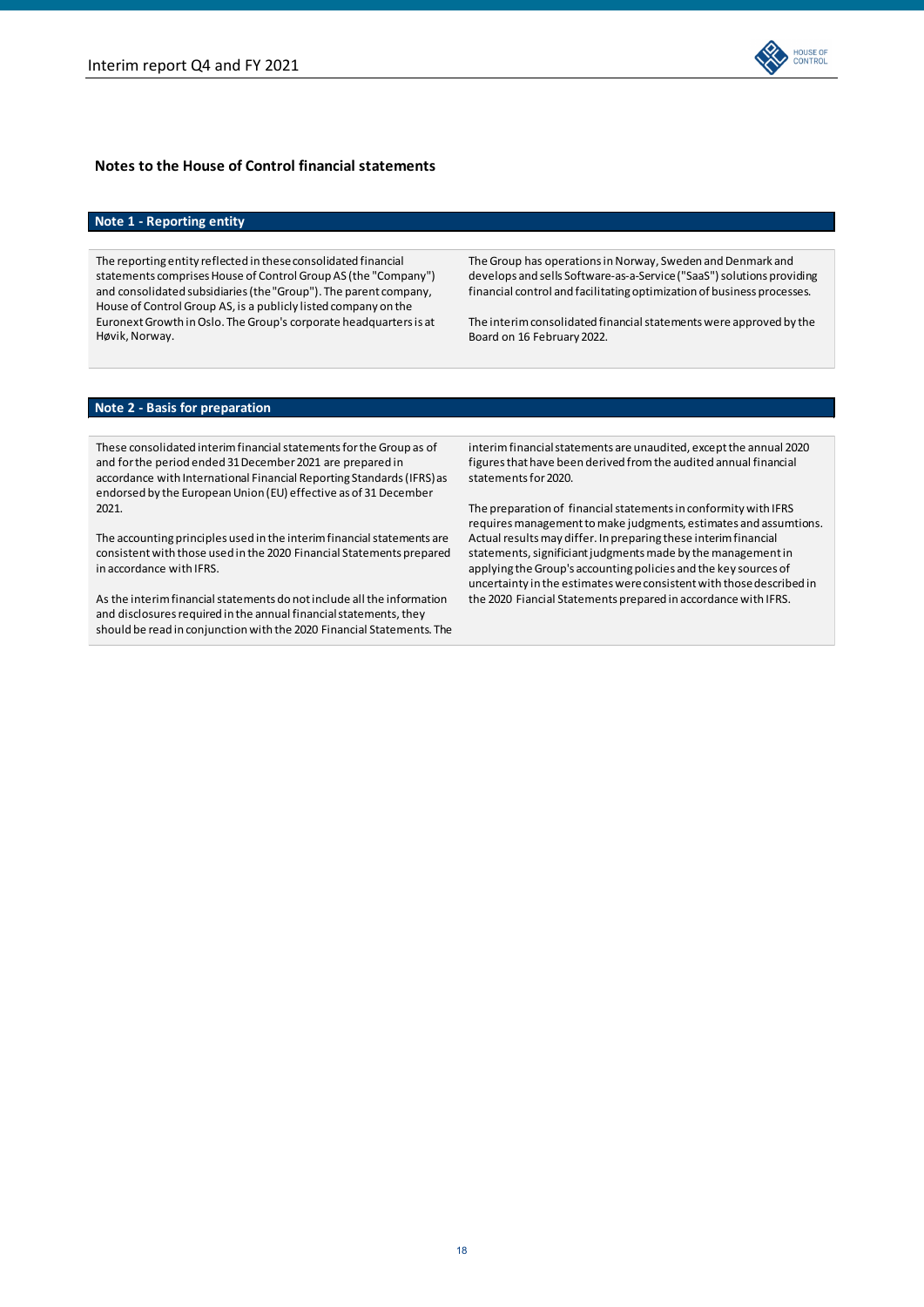## Notes to the House of Control financial statements

### Note 1 - Reporting entity

The reporting entity reflected in these consolidated financial statements comprises House of Control Group AS (the "Company") and consolidated subsidiaries (the "Group"). The parent company, House of Control Group AS, is a publicly listed company on the Euronext Growth in Oslo. The Group's corporate headquarters is at Høvik, Norway.

The Group has operations in Norway, Sweden and Denmark and develops and sells Software-as-a-Service ("SaaS") solutions providing financial control and facilitating optimization of business processes.

The interim consolidated financial statements were approved by the Board on 16 February 2022.

### Note 2 - Basis for preparation

These consolidated interim financial statements for the Group as of and for the period ended 31 December 2021 are prepared in accordance with International Financial Reporting Standards (IFRS) as endorsed by the European Union (EU) effective as of 31 December 2021.

The accounting principles used in the interim financial statements are consistent with those used in the 2020 Financial Statements prepared in accordance with IFRS.

As the interim financial statements do not include all the information and disclosures required in the annual financial statements, they should be read in conjunction with the 2020 Financial Statements. The interim financial statements are unaudited, except the annual 2020 figures that have been derived from the audited annual financial statements for 2020.

The preparation of financial statements in conformity with IFRS requires management to make judgments, estimates and assumtions. Actual results may differ. In preparing these interim financial statements, significiant judgments made by the management in applying the Group's accounting policies and the key sources of uncertainty in the estimates were consistent with those described in the 2020 Fiancial Statements prepared in accordance with IFRS.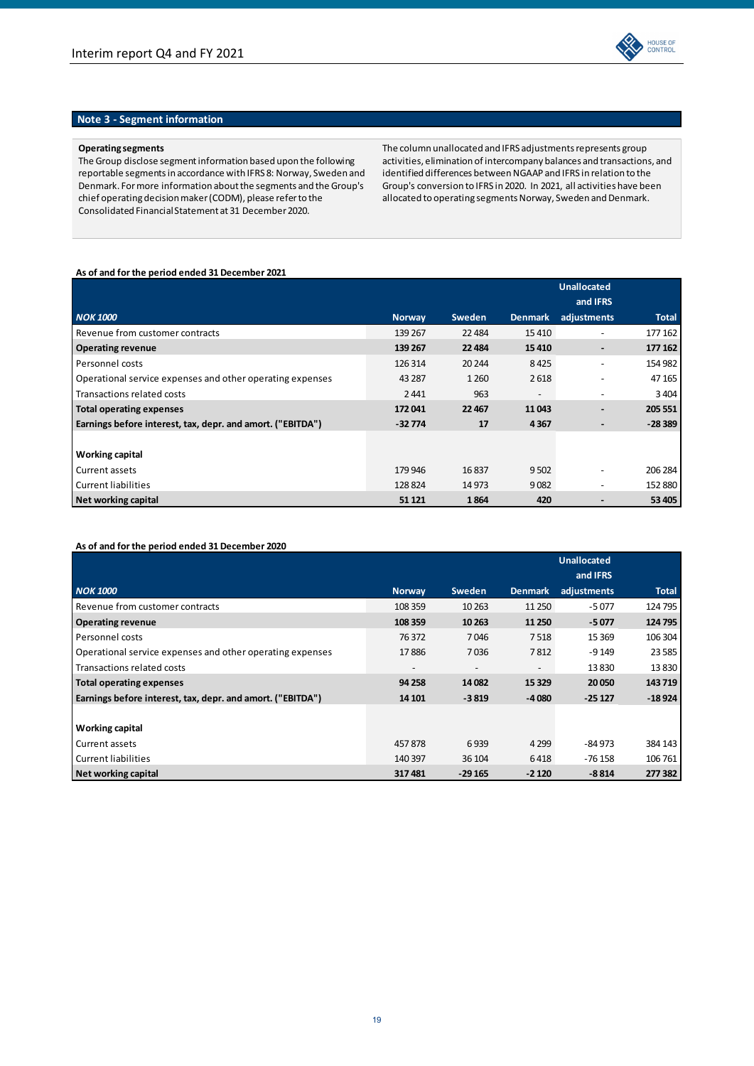## Note 3 - Segment information

**Operating segments**

The Group disclose segment information based upon the following reportable segments in accordance with IFRS 8: Norway, Sweden and Denmark. For more information about the segments and the Group's chief operating decision maker (CODM), please refer to the Consolidated Financial Statement at 31 December 2020.

The column unallocated and IFRS adjustments represents group activities, elimination of intercompany balances and transactions, and identified differences between NGAAP and IFRS in relation to the Group's conversion to IFRS in 2020. In 2021, all activities have been allocated to operating segments Norway, Sweden and Denmark.

**As of and for the period ended 31 December 2021**

| NOK 1000 | Norway | Sweden | Denmark | Unallocated and IFRS adjustments | Total |
|---|---|---|---|---|---|
| Revenue from customer contracts | 139 267 | 22 484 | 15 410 | - | 177 162 |
| **Operating revenue** | **139 267** | **22 484** | **15 410** | **-** | **177 162** |
| Personnel costs | 126 314 | 20 244 | 8 425 | - | 154 982 |
| Operational service expenses and other operating expenses | 43 287 | 1 260 | 2 618 | - | 47 165 |
| Transactions related costs | 2 441 | 963 | - | - | 3 404 |
| **Total operating expenses** | **172 041** | **22 467** | **11 043** | **-** | **205 551** |
| **Earnings before interest, tax, depr. and amort. ("EBITDA")** | **-32 774** | **17** | **4 367** | **-** | **-28 389** |
| | | | | | |
| **Working capital** | | | | | |
| Current assets | 179 946 | 16 837 | 9 502 | - | 206 284 |
| Current liabilities | 128 824 | 14 973 | 9 082 | - | 152 880 |
| **Net working capital** | **51 121** | **1 864** | **420** | **-** | **53 405** |

**As of and for the period ended 31 December 2020**

| NOK 1000 | Norway | Sweden | Denmark | Unallocated and IFRS adjustments | Total |
|---|---|---|---|---|---|
| Revenue from customer contracts | 108 359 | 10 263 | 11 250 | -5 077 | 124 795 |
| **Operating revenue** | **108 359** | **10 263** | **11 250** | **-5 077** | **124 795** |
| Personnel costs | 76 372 | 7 046 | 7 518 | 15 369 | 106 304 |
| Operational service expenses and other operating expenses | 17 886 | 7 036 | 7 812 | -9 149 | 23 585 |
| Transactions related costs | - | - | - | 13 830 | 13 830 |
| **Total operating expenses** | **94 258** | **14 082** | **15 329** | **20 050** | **143 719** |
| **Earnings before interest, tax, depr. and amort. ("EBITDA")** | **14 101** | **-3 819** | **-4 080** | **-25 127** | **-18 924** |
| | | | | | |
| **Working capital** | | | | | |
| Current assets | 457 878 | 6 939 | 4 299 | -84 973 | 384 143 |
| Current liabilities | 140 397 | 36 104 | 6 418 | -76 158 | 106 761 |
| **Net working capital** | **317 481** | **-29 165** | **-2 120** | **-8 814** | **277 382** |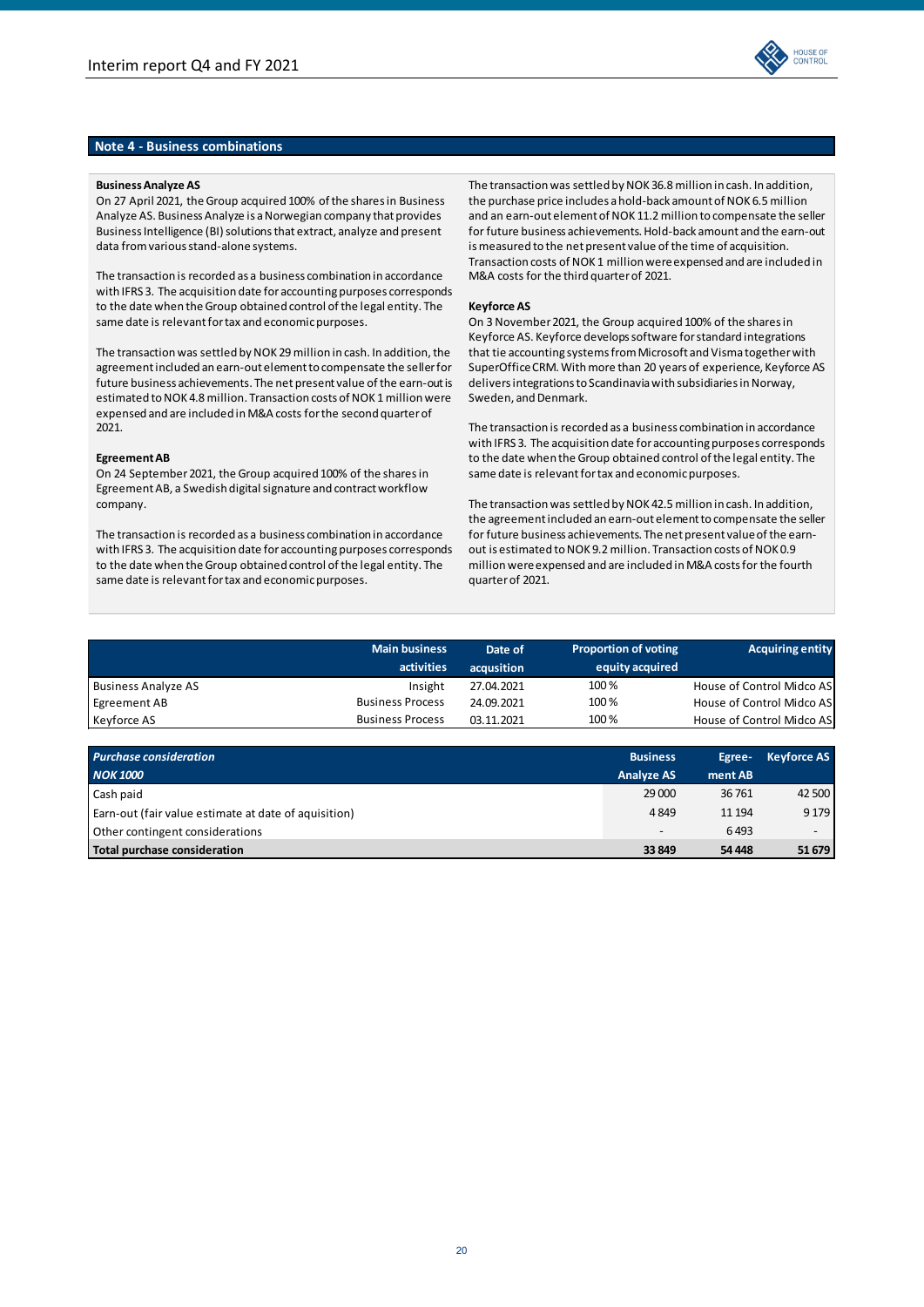## Note 4 - Business combinations

**Business Analyze AS**

On 27 April 2021, the Group acquired 100% of the shares in Business Analyze AS. Business Analyze is a Norwegian company that provides Business Intelligence (BI) solutions that extract, analyze and present data from various stand-alone systems.

The transaction is recorded as a business combination in accordance with IFRS 3. The acquisition date for accounting purposes corresponds to the date when the Group obtained control of the legal entity. The same date is relevant for tax and economic purposes.

The transaction was settled by NOK 29 million in cash. In addition, the agreement included an earn-out element to compensate the seller for future business achievements. The net present value of the earn-out is estimated to NOK 4.8 million. Transaction costs of NOK 1 million were expensed and are included in M&A costs for the second quarter of 2021.

**Egreement AB**

On 24 September 2021, the Group acquired 100% of the shares in Egreement AB, a Swedish digital signature and contract workflow company.

The transaction is recorded as a business combination in accordance with IFRS 3. The acquisition date for accounting purposes corresponds to the date when the Group obtained control of the legal entity. The same date is relevant for tax and economic purposes.

The transaction was settled by NOK 36.8 million in cash. In addition, the purchase price includes a hold-back amount of NOK 6.5 million and an earn-out element of NOK 11.2 million to compensate the seller for future business achievements. Hold-back amount and the earn-out is measured to the net present value of the time of acquisition. Transaction costs of NOK 1 million were expensed and are included in M&A costs for the third quarter of 2021.

**Keyforce AS**

On 3 November 2021, the Group acquired 100% of the shares in Keyforce AS. Keyforce develops software for standard integrations that tie accounting systems from Microsoft and Visma together with SuperOffice CRM. With more than 20 years of experience, Keyforce AS delivers integrations to Scandinavia with subsidiaries in Norway, Sweden, and Denmark.

The transaction is recorded as a business combination in accordance with IFRS 3. The acquisition date for accounting purposes corresponds to the date when the Group obtained control of the legal entity. The same date is relevant for tax and economic purposes.

The transaction was settled by NOK 42.5 million in cash. In addition, the agreement included an earn-out element to compensate the seller for future business achievements. The net present value of the earn-out is estimated to NOK 9.2 million. Transaction costs of NOK 0.9 million were expensed and are included in M&A costs for the fourth quarter of 2021.

| | Main business activities | Date of acqusition | Proportion of voting equity acquired | Acquiring entity |
|---|---|---|---|---|
| Business Analyze AS | Insight | 27.04.2021 | 100 % | House of Control Midco AS |
| Egreement AB | Business Process | 24.09.2021 | 100 % | House of Control Midco AS |
| Keyforce AS | Business Process | 03.11.2021 | 100 % | House of Control Midco AS |

| *Purchase consideration* *NOK 1000* | Business Analyze AS | Egree-ment AB | Keyforce AS |
|---|---|---|---|
| Cash paid | 29 000 | 36 761 | 42 500 |
| Earn-out (fair value estimate at date of aquisition) | 4 849 | 11 194 | 9 179 |
| Other contingent considerations | - | 6 493 | - |
| **Total purchase consideration** | **33 849** | **54 448** | **51 679** |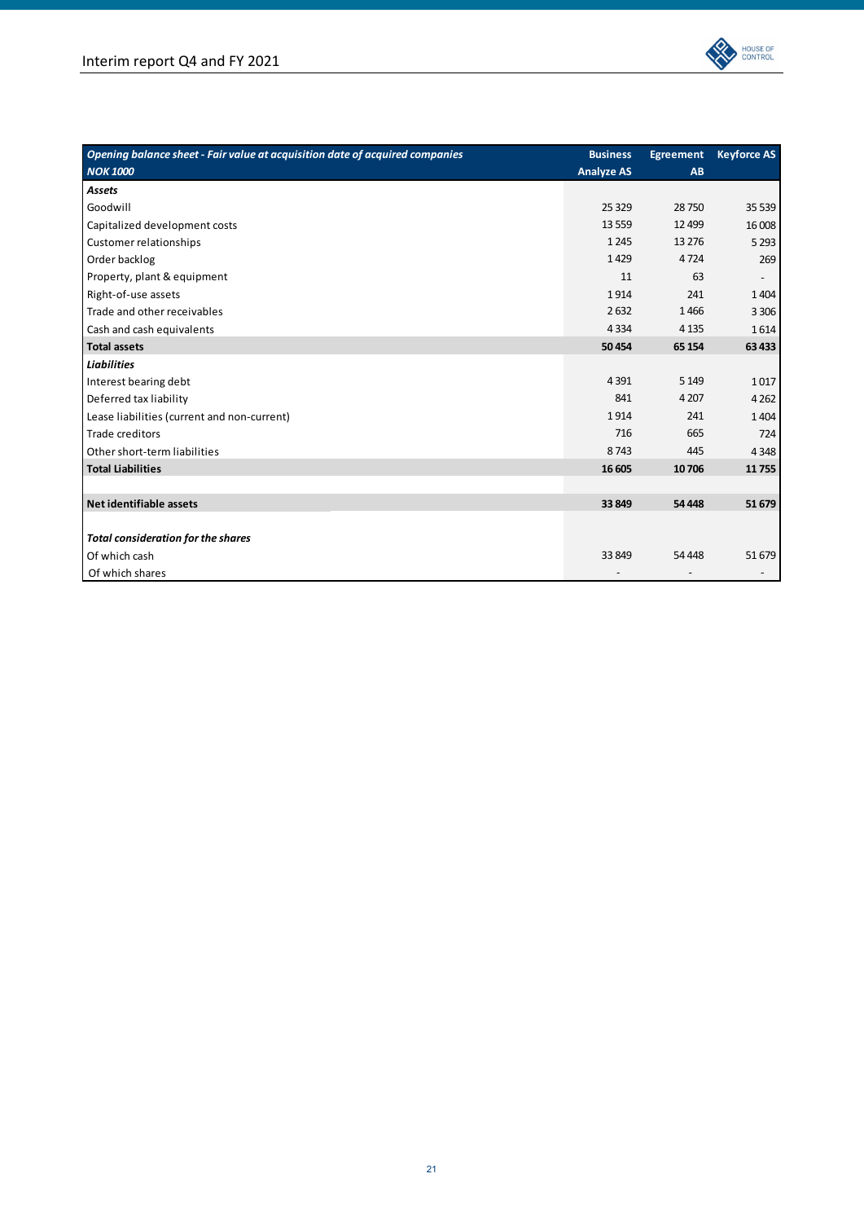| *Opening balance sheet - Fair value at acquisition date of acquired companies* *NOK 1000* | Business Analyze AS | Egreement AB | Keyforce AS |
|---|---|---|---|
| ***Assets*** | | | |
| Goodwill | 25 329 | 28 750 | 35 539 |
| Capitalized development costs | 13 559 | 12 499 | 16 008 |
| Customer relationships | 1 245 | 13 276 | 5 293 |
| Order backlog | 1 429 | 4 724 | 269 |
| Property, plant & equipment | 11 | 63 | - |
| Right-of-use assets | 1 914 | 241 | 1 404 |
| Trade and other receivables | 2 632 | 1 466 | 3 306 |
| Cash and cash equivalents | 4 334 | 4 135 | 1 614 |
| **Total assets** | **50 454** | **65 154** | **63 433** |
| ***Liabilities*** | | | |
| Interest bearing debt | 4 391 | 5 149 | 1 017 |
| Deferred tax liability | 841 | 4 207 | 4 262 |
| Lease liabilities (current and non-current) | 1 914 | 241 | 1 404 |
| Trade creditors | 716 | 665 | 724 |
| Other short-term liabilities | 8 743 | 445 | 4 348 |
| **Total Liabilities** | **16 605** | **10 706** | **11 755** |
| | | | |
| **Net identifiable assets** | **33 849** | **54 448** | **51 679** |
| | | | |
| ***Total consideration for the shares*** | | | |
| Of which cash | 33 849 | 54 448 | 51 679 |
| Of which shares | - | - | - |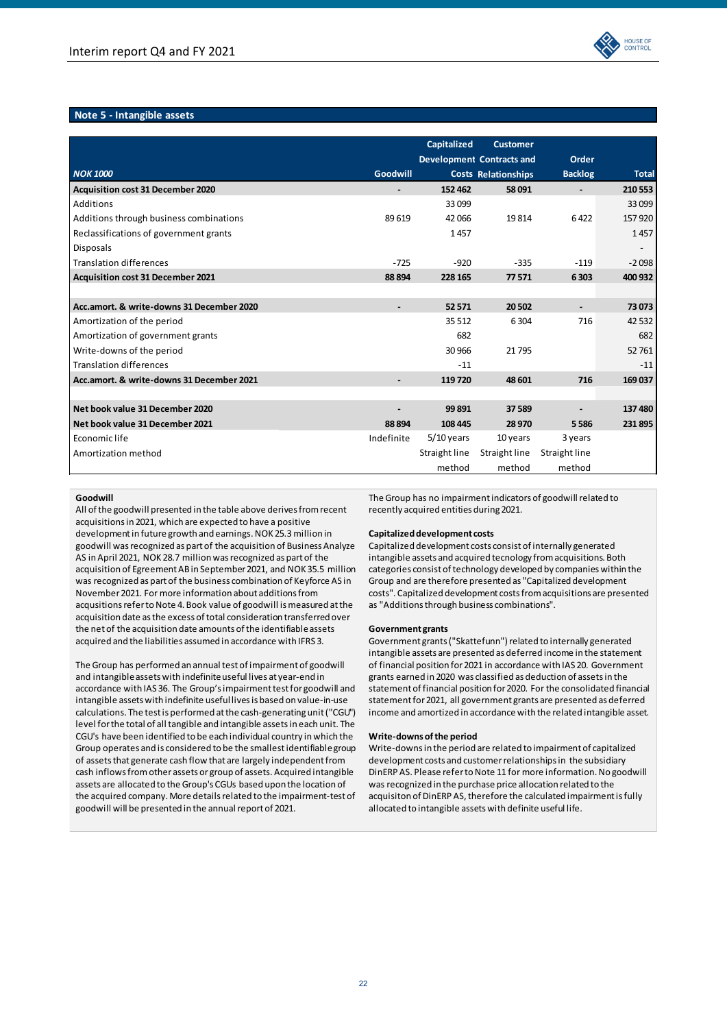## Note 5 - Intangible assets

| *NOK 1000* | Goodwill | Capitalized Development Costs | Customer Contracts and Relationships | Order Backlog | Total |
|---|---|---|---|---|---|
| **Acquisition cost 31 December 2020** | **-** | **152 462** | **58 091** | **-** | **210 553** |
| Additions | | 33 099 | | | 33 099 |
| Additions through business combinations | 89 619 | 42 066 | 19 814 | 6 422 | 157 920 |
| Reclassifications of government grants | | 1 457 | | | 1 457 |
| Disposals | | | | | - |
| Translation differences | -725 | -920 | -335 | -119 | -2 098 |
| **Acquisition cost 31 December 2021** | **88 894** | **228 165** | **77 571** | **6 303** | **400 932** |
| | | | | | |
| **Acc.amort. & write-downs 31 December 2020** | **-** | **52 571** | **20 502** | **-** | **73 073** |
| Amortization of the period | | 35 512 | 6 304 | 716 | 42 532 |
| Amortization of government grants | | 682 | | | 682 |
| Write-downs of the period | | 30 966 | 21 795 | | 52 761 |
| Translation differences | | -11 | | | -11 |
| **Acc.amort. & write-downs 31 December 2021** | **-** | **119 720** | **48 601** | **716** | **169 037** |
| | | | | | |
| **Net book value 31 December 2020** | **-** | **99 891** | **37 589** | **-** | **137 480** |
| **Net book value 31 December 2021** | **88 894** | **108 445** | **28 970** | **5 586** | **231 895** |
| Economic life | Indefinite | 5/10 years | 10 years | 3 years | |
| Amortization method | | Straight line method | Straight line method | Straight line method | |

**Goodwill**
All of the goodwill presented in the table above derives from recent acquisitions in 2021, which are expected to have a positive development in future growth and earnings. NOK 25.3 million in goodwill was recognized as part of the acquisition of Business Analyze AS in April 2021, NOK 28.7 million was recognized as part of the acquisition of Egreement AB in September 2021, and NOK 35.5 million was recognized as part of the business combination of Keyforce AS in November 2021. For more information about additions from acqusitions refer to Note 4. Book value of goodwill is measured at the acquisition date as the excess of total consideration transferred over the net of the acquisition date amounts of the identifiable assets acquired and the liabilities assumed in accordance with IFRS 3.

The Group has performed an annual test of impairment of goodwill and intangible assets with indefinite useful lives at year-end in accordance with IAS 36. The Group's impairment test for goodwill and intangible assets with indefinite useful lives is based on value-in-use calculations. The test is performed at the cash-generating unit ("CGU") level for the total of all tangible and intangible assets in each unit. The CGU's have been identified to be each individual country in which the Group operates and is considered to be the smallest identifiable group of assets that generate cash flow that are largely independent from cash inflows from other assets or group of assets. Acquired intangible assets are allocated to the Group's CGUs based upon the location of the acquired company. More details related to the impairment-test of goodwill will be presented in the annual report of 2021.

The Group has no impairment indicators of goodwill related to recently acquired entities during 2021.

**Capitalized development costs**
Capitalized development costs consist of internally generated intangible assets and acquired tecnology from acquisitions. Both categories consist of technology developed by companies within the Group and are therefore presented as "Capitalized development costs". Capitalized development costs from acquisitions are presented as "Additions through business combinations".

**Government grants**
Government grants ("Skattefunn") related to internally generated intangible assets are presented as deferred income in the statement of financial position for 2021 in accordance with IAS 20. Government grants earned in 2020 was classified as deduction of assets in the statement of financial position for 2020. For the consolidated financial statement for 2021, all government grants are presented as deferred income and amortized in accordance with the related intangible asset.

**Write-downs of the period**
Write-downs in the period are related to impairment of capitalized development costs and customer relationships in the subsidiary DinERP AS. Please refer to Note 11 for more information. No goodwill was recognized in the purchase price allocation related to the acquisiton of DinERP AS, therefore the calculated impairment is fully allocated to intangible assets with definite useful life.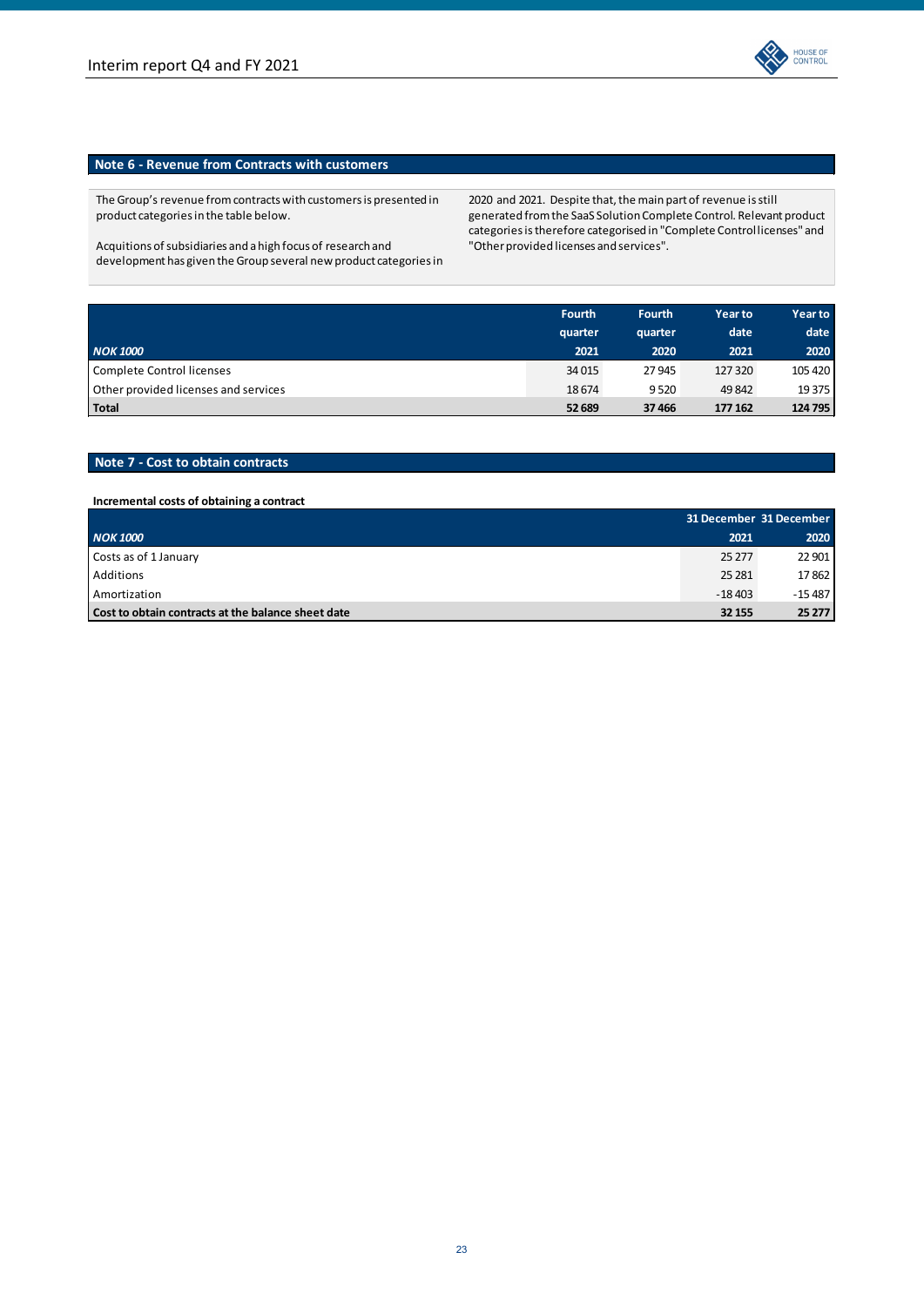## Note 6 - Revenue from Contracts with customers

The Group's revenue from contracts with customers is presented in product categories in the table below.

Acquitions of subsidiaries and a high focus of research and development has given the Group several new product categories in 2020 and 2021. Despite that, the main part of revenue is still generated from the SaaS Solution Complete Control. Relevant product categories is therefore categorised in "Complete Control licenses" and "Other provided licenses and services".

| *NOK 1000* | Fourth quarter 2021 | Fourth quarter 2020 | Year to date 2021 | Year to date 2020 |
|---|---|---|---|---|
| Complete Control licenses | 34 015 | 27 945 | 127 320 | 105 420 |
| Other provided licenses and services | 18 674 | 9 520 | 49 842 | 19 375 |
| **Total** | **52 689** | **37 466** | **177 162** | **124 795** |

## Note 7 - Cost to obtain contracts

**Incremental costs of obtaining a contract**

| *NOK 1000* | 31 December 2021 | 31 December 2020 |
|---|---|---|
| Costs as of 1 January | 25 277 | 22 901 |
| Additions | 25 281 | 17 862 |
| Amortization | -18 403 | -15 487 |
| **Cost to obtain contracts at the balance sheet date** | **32 155** | **25 277** |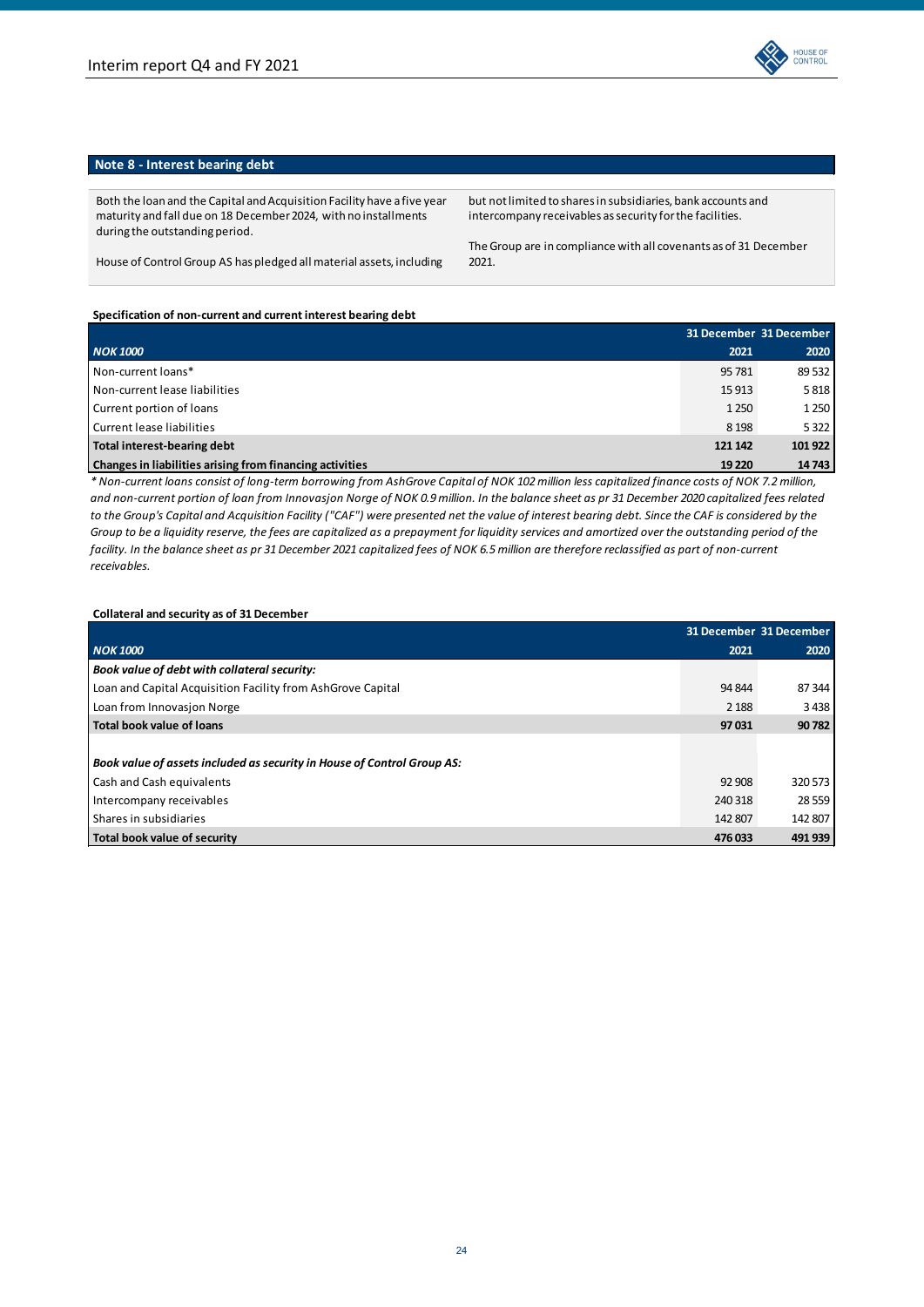## Note 8 - Interest bearing debt

Both the loan and the Capital and Acquisition Facility have a five year maturity and fall due on 18 December 2024, with no installments during the outstanding period.

House of Control Group AS has pledged all material assets, including but not limited to shares in subsidiaries, bank accounts and intercompany receivables as security for the facilities.

The Group are in compliance with all covenants as of 31 December 2021.

**Specification of non-current and current interest bearing debt**

| *NOK 1000* | 31 December 2021 | 31 December 2020 |
|---|---|---|
| Non-current loans* | 95 781 | 89 532 |
| Non-current lease liabilities | 15 913 | 5 818 |
| Current portion of loans | 1 250 | 1 250 |
| Current lease liabilities | 8 198 | 5 322 |
| **Total interest-bearing debt** | **121 142** | **101 922** |
| **Changes in liabilities arising from financing activities** | **19 220** | **14 743** |

*\* Non-current loans consist of long-term borrowing from AshGrove Capital of NOK 102 million less capitalized finance costs of NOK 7.2 million, and non-current portion of loan from Innovasjon Norge of NOK 0.9 million. In the balance sheet as pr 31 December 2020 capitalized fees related to the Group's Capital and Acquisition Facility ("CAF") were presented net the value of interest bearing debt. Since the CAF is considered by the Group to be a liquidity reserve, the fees are capitalized as a prepayment for liquidity services and amortized over the outstanding period of the facility. In the balance sheet as pr 31 December 2021 capitalized fees of NOK 6.5 million are therefore reclassified as part of non-current receivables.*

**Collateral and security as of 31 December**

| *NOK 1000* | 31 December 2021 | 31 December 2020 |
|---|---|---|
| ***Book value of debt with collateral security:*** | | |
| Loan and Capital Acquisition Facility from AshGrove Capital | 94 844 | 87 344 |
| Loan from Innovasjon Norge | 2 188 | 3 438 |
| **Total book value of loans** | **97 031** | **90 782** |
| | | |
| ***Book value of assets included as security in House of Control Group AS:*** | | |
| Cash and Cash equivalents | 92 908 | 320 573 |
| Intercompany receivables | 240 318 | 28 559 |
| Shares in subsidiaries | 142 807 | 142 807 |
| **Total book value of security** | **476 033** | **491 939** |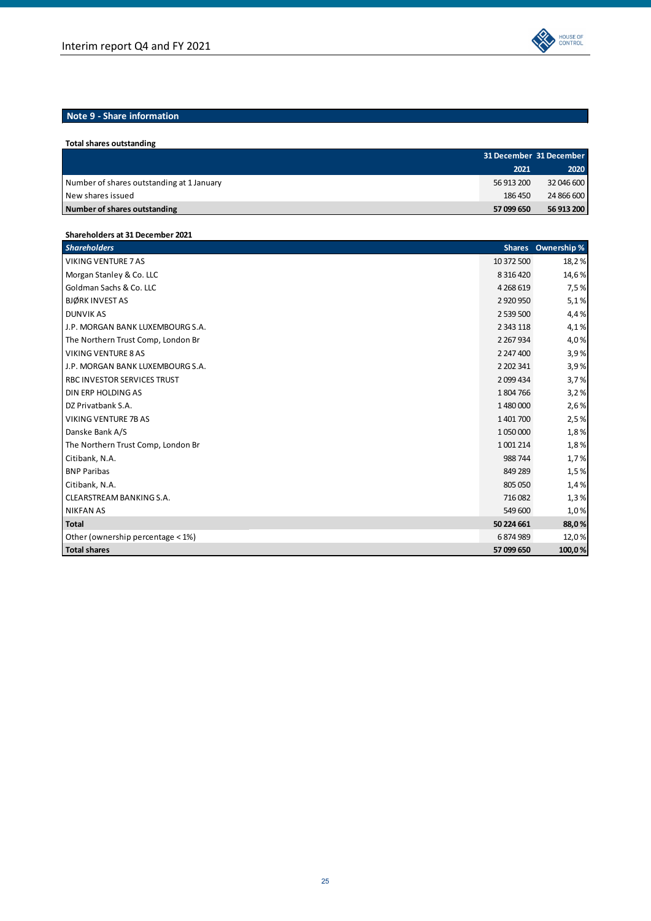## Note 9 - Share information

**Total shares outstanding**

| | 31 December 2021 | 31 December 2020 |
|---|---|---|
| Number of shares outstanding at 1 January | 56 913 200 | 32 046 600 |
| New shares issued | 186 450 | 24 866 600 |
| **Number of shares outstanding** | **57 099 650** | **56 913 200** |

**Shareholders at 31 December 2021**

| *Shareholders* | Shares | Ownership % |
|---|---|---|
| VIKING VENTURE 7 AS | 10 372 500 | 18,2 % |
| Morgan Stanley & Co. LLC | 8 316 420 | 14,6 % |
| Goldman Sachs & Co. LLC | 4 268 619 | 7,5 % |
| BJØRK INVEST AS | 2 920 950 | 5,1 % |
| DUNVIK AS | 2 539 500 | 4,4 % |
| J.P. MORGAN BANK LUXEMBOURG S.A. | 2 343 118 | 4,1 % |
| The Northern Trust Comp, London Br | 2 267 934 | 4,0 % |
| VIKING VENTURE 8 AS | 2 247 400 | 3,9 % |
| J.P. MORGAN BANK LUXEMBOURG S.A. | 2 202 341 | 3,9 % |
| RBC INVESTOR SERVICES TRUST | 2 099 434 | 3,7 % |
| DIN ERP HOLDING AS | 1 804 766 | 3,2 % |
| DZ Privatbank S.A. | 1 480 000 | 2,6 % |
| VIKING VENTURE 7B AS | 1 401 700 | 2,5 % |
| Danske Bank A/S | 1 050 000 | 1,8 % |
| The Northern Trust Comp, London Br | 1 001 214 | 1,8 % |
| Citibank, N.A. | 988 744 | 1,7 % |
| BNP Paribas | 849 289 | 1,5 % |
| Citibank, N.A. | 805 050 | 1,4 % |
| CLEARSTREAM BANKING S.A. | 716 082 | 1,3 % |
| NIKFAN AS | 549 600 | 1,0 % |
| **Total** | **50 224 661** | **88,0 %** |
| Other (ownership percentage < 1%) | 6 874 989 | 12,0 % |
| **Total shares** | **57 099 650** | **100,0 %** |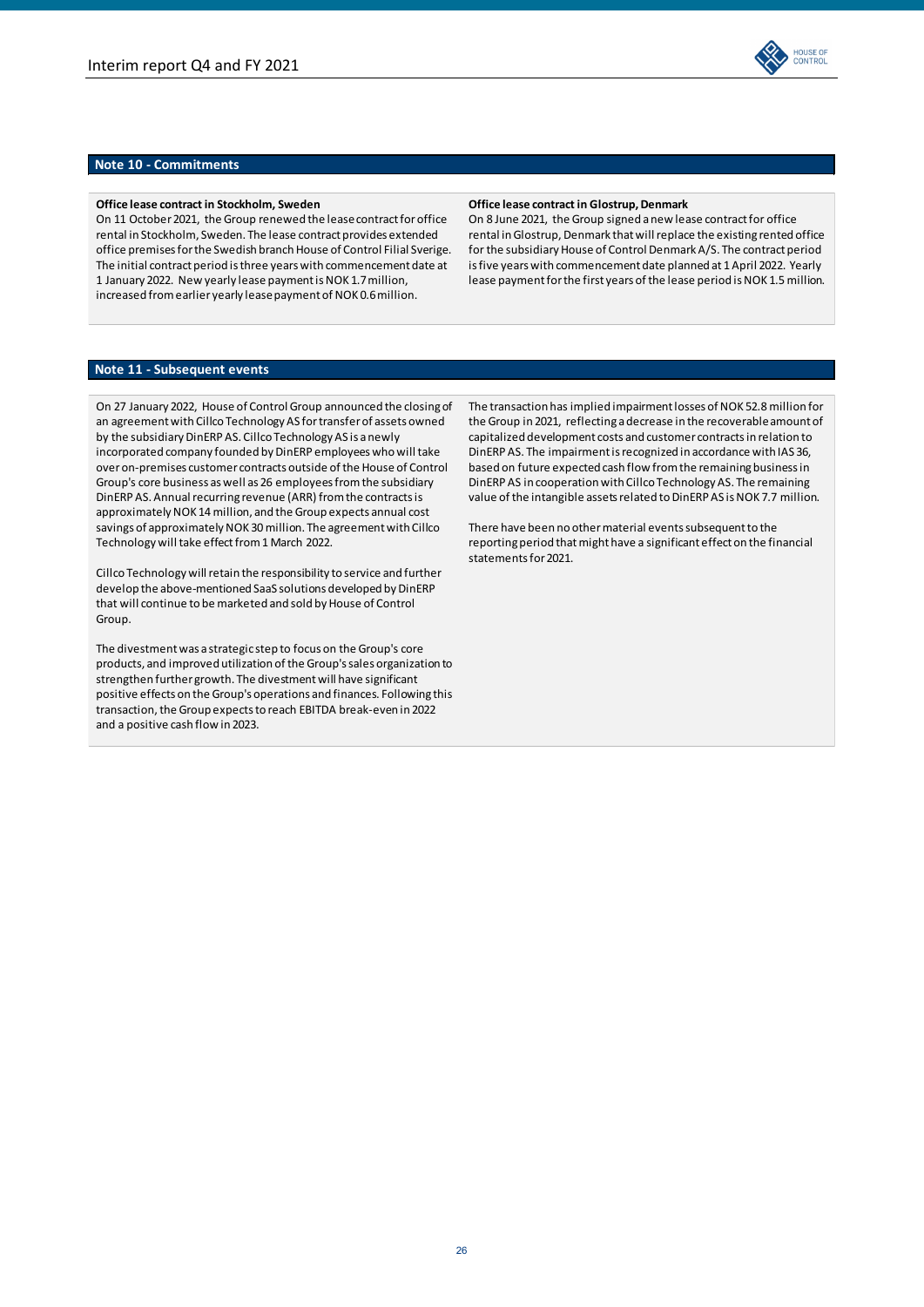## Note 10 - Commitments

**Office lease contract in Stockholm, Sweden**

On 11 October 2021, the Group renewed the lease contract for office rental in Stockholm, Sweden. The lease contract provides extended office premises for the Swedish branch House of Control Filial Sverige. The initial contract period is three years with commencement date at 1 January 2022. New yearly lease payment is NOK 1.7 million, increased from earlier yearly lease payment of NOK 0.6 million.

**Office lease contract in Glostrup, Denmark**

On 8 June 2021, the Group signed a new lease contract for office rental in Glostrup, Denmark that will replace the existing rented office for the subsidiary House of Control Denmark A/S. The contract period is five years with commencement date planned at 1 April 2022. Yearly lease payment for the first years of the lease period is NOK 1.5 million.

## Note 11 - Subsequent events

On 27 January 2022, House of Control Group announced the closing of an agreement with Cillco Technology AS for transfer of assets owned by the subsidiary DinERP AS. Cillco Technology AS is a newly incorporated company founded by DinERP employees who will take over on-premises customer contracts outside of the House of Control Group's core business as well as 26 employees from the subsidiary DinERP AS. Annual recurring revenue (ARR) from the contracts is approximately NOK 14 million, and the Group expects annual cost savings of approximately NOK 30 million. The agreement with Cillco Technology will take effect from 1 March 2022.

Cillco Technology will retain the responsibility to service and further develop the above-mentioned SaaS solutions developed by DinERP that will continue to be marketed and sold by House of Control Group.

The divestment was a strategic step to focus on the Group's core products, and improved utilization of the Group's sales organization to strengthen further growth. The divestment will have significant positive effects on the Group's operations and finances. Following this transaction, the Group expects to reach EBITDA break-even in 2022 and a positive cash flow in 2023.

The transaction has implied impairment losses of NOK 52.8 million for the Group in 2021, reflecting a decrease in the recoverable amount of capitalized development costs and customer contracts in relation to DinERP AS. The impairment is recognized in accordance with IAS 36, based on future expected cash flow from the remaining business in DinERP AS in cooperation with Cillco Technology AS. The remaining value of the intangible assets related to DinERP AS is NOK 7.7 million.

There have been no other material events subsequent to the reporting period that might have a significant effect on the financial statements for 2021.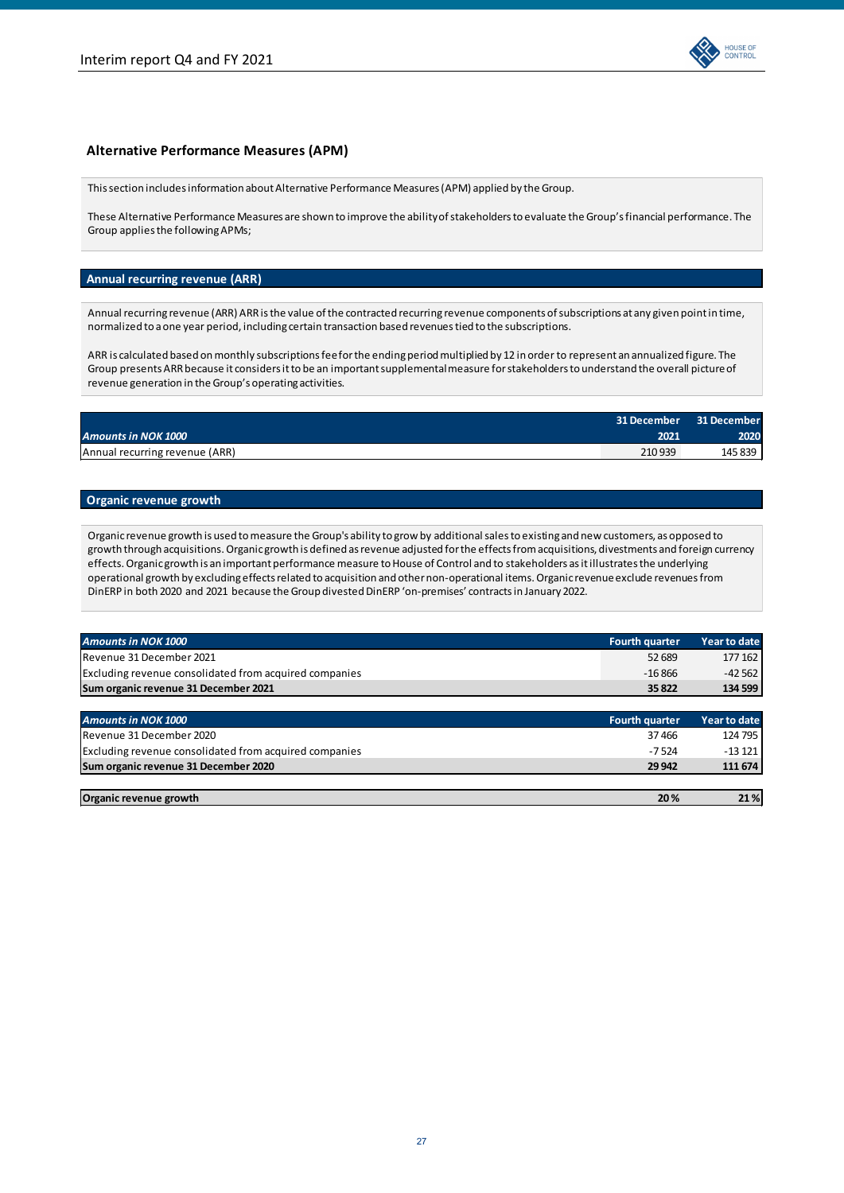## Alternative Performance Measures (APM)

This section includes information about Alternative Performance Measures (APM) applied by the Group.

These Alternative Performance Measures are shown to improve the ability of stakeholders to evaluate the Group's financial performance. The Group applies the following APMs;

### Annual recurring revenue (ARR)

Annual recurring revenue (ARR) ARR is the value of the contracted recurring revenue components of subscriptions at any given point in time, normalized to a one year period, including certain transaction based revenues tied to the subscriptions.

ARR is calculated based on monthly subscriptions fee for the ending period multiplied by 12 in order to represent an annualized figure. The Group presents ARR because it considers it to be an important supplemental measure for stakeholders to understand the overall picture of revenue generation in the Group's operating activities.

| *Amounts in NOK 1000* | 31 December 2021 | 31 December 2020 |
|---|---|---|
| Annual recurring revenue (ARR) | 210 939 | 145 839 |

### Organic revenue growth

Organic revenue growth is used to measure the Group's ability to grow by additional sales to existing and new customers, as opposed to growth through acquisitions. Organic growth is defined as revenue adjusted for the effects from acquisitions, divestments and foreign currency effects. Organic growth is an important performance measure to House of Control and to stakeholders as it illustrates the underlying operational growth by excluding effects related to acquisition and other non-operational items. Organic revenue exclude revenues from DinERP in both 2020 and 2021 because the Group divested DinERP 'on-premises' contracts in January 2022.

| *Amounts in NOK 1000* | Fourth quarter | Year to date |
|---|---|---|
| Revenue 31 December 2021 | 52 689 | 177 162 |
| Excluding revenue consolidated from acquired companies | -16 866 | -42 562 |
| **Sum organic revenue 31 December 2021** | **35 822** | **134 599** |

| *Amounts in NOK 1000* | Fourth quarter | Year to date |
|---|---|---|
| Revenue 31 December 2020 | 37 466 | 124 795 |
| Excluding revenue consolidated from acquired companies | -7 524 | -13 121 |
| **Sum organic revenue 31 December 2020** | **29 942** | **111 674** |

| | Fourth quarter | Year to date |
|---|---|---|
| **Organic revenue growth** | **20 %** | **21 %** |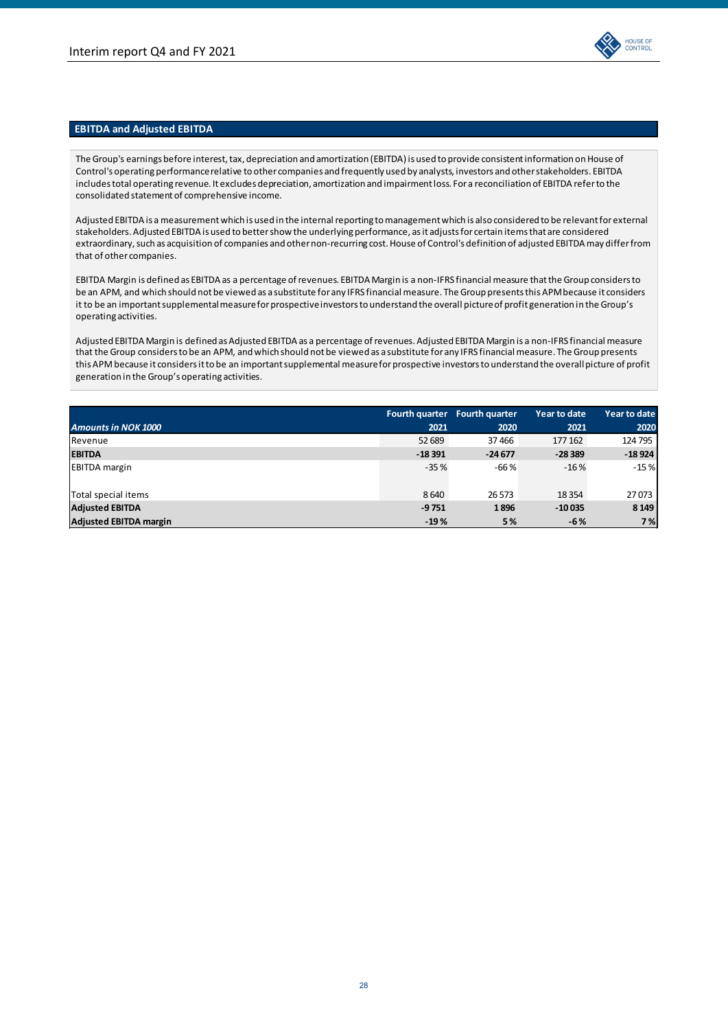## EBITDA and Adjusted EBITDA

The Group's earnings before interest, tax, depreciation and amortization (EBITDA) is used to provide consistent information on House of Control's operating performance relative to other companies and frequently used by analysts, investors and other stakeholders. EBITDA includes total operating revenue. It excludes depreciation, amortization and impairment loss. For a reconciliation of EBITDA refer to the consolidated statement of comprehensive income.

Adjusted EBITDA is a measurement which is used in the internal reporting to management which is also considered to be relevant for external stakeholders. Adjusted EBITDA is used to better show the underlying performance, as it adjusts for certain items that are considered extraordinary, such as acquisition of companies and other non-recurring cost. House of Control's definition of adjusted EBITDA may differ from that of other companies.

EBITDA Margin is defined as EBITDA as a percentage of revenues. EBITDA Margin is a non-IFRS financial measure that the Group considers to be an APM, and which should not be viewed as a substitute for any IFRS financial measure. The Group presents this APM because it considers it to be an important supplemental measure for prospective investors to understand the overall picture of profit generation in the Group's operating activities.

Adjusted EBITDA Margin is defined as Adjusted EBITDA as a percentage of revenues. Adjusted EBITDA Margin is a non-IFRS financial measure that the Group considers to be an APM, and which should not be viewed as a substitute for any IFRS financial measure. The Group presents this APM because it considers it to be an important supplemental measure for prospective investors to understand the overall picture of profit generation in the Group's operating activities.

| *Amounts in NOK 1000* | Fourth quarter 2021 | Fourth quarter 2020 | Year to date 2021 | Year to date 2020 |
|---|---|---|---|---|
| Revenue | 52 689 | 37 466 | 177 162 | 124 795 |
| **EBITDA** | **-18 391** | **-24 677** | **-28 389** | **-18 924** |
| EBITDA margin | -35 % | -66 % | -16 % | -15 % |
| | | | | |
| Total special items | 8 640 | 26 573 | 18 354 | 27 073 |
| **Adjusted EBITDA** | **-9 751** | **1 896** | **-10 035** | **8 149** |
| **Adjusted EBITDA margin** | **-19 %** | **5 %** | **-6 %** | **7 %** |